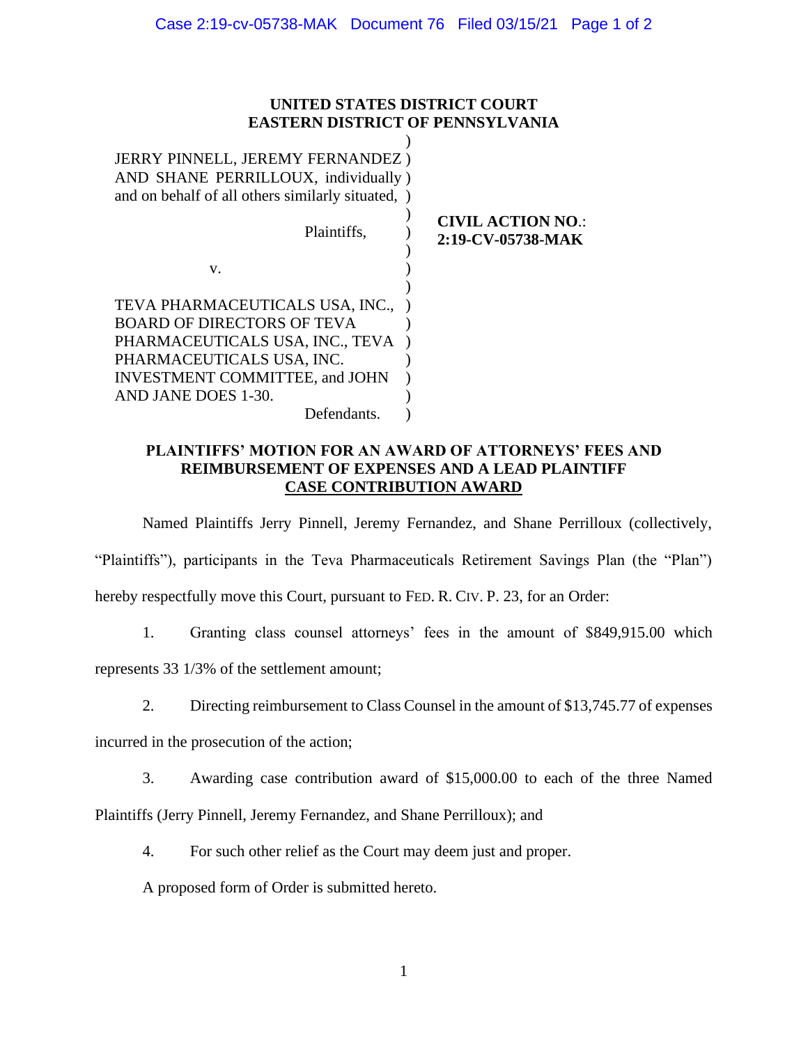**UNITED STATES DISTRICT COURT**
**EASTERN DISTRICT OF PENNSYLVANIA**

| | |
|---|---|
| JERRY PINNELL, JEREMY FERNANDEZ AND SHANE PERRILLOUX, individually and on behalf of all others similarly situated, | |
| Plaintiffs, | **CIVIL ACTION NO.: 2:19-CV-05738-MAK** |
| v. | |
| TEVA PHARMACEUTICALS USA, INC., BOARD OF DIRECTORS OF TEVA PHARMACEUTICALS USA, INC., TEVA PHARMACEUTICALS USA, INC. INVESTMENT COMMITTEE, and JOHN AND JANE DOES 1-30. | |
| Defendants. | |

## PLAINTIFFS' MOTION FOR AN AWARD OF ATTORNEYS' FEES AND REIMBURSEMENT OF EXPENSES AND A LEAD PLAINTIFF CASE CONTRIBUTION AWARD

Named Plaintiffs Jerry Pinnell, Jeremy Fernandez, and Shane Perrilloux (collectively, "Plaintiffs"), participants in the Teva Pharmaceuticals Retirement Savings Plan (the "Plan") hereby respectfully move this Court, pursuant to FED. R. CIV. P. 23, for an Order:

1. Granting class counsel attorneys' fees in the amount of $849,915.00 which represents 33 1/3% of the settlement amount;

2. Directing reimbursement to Class Counsel in the amount of $13,745.77 of expenses incurred in the prosecution of the action;

3. Awarding case contribution award of $15,000.00 to each of the three Named Plaintiffs (Jerry Pinnell, Jeremy Fernandez, and Shane Perrilloux); and

4. For such other relief as the Court may deem just and proper.

A proposed form of Order is submitted hereto.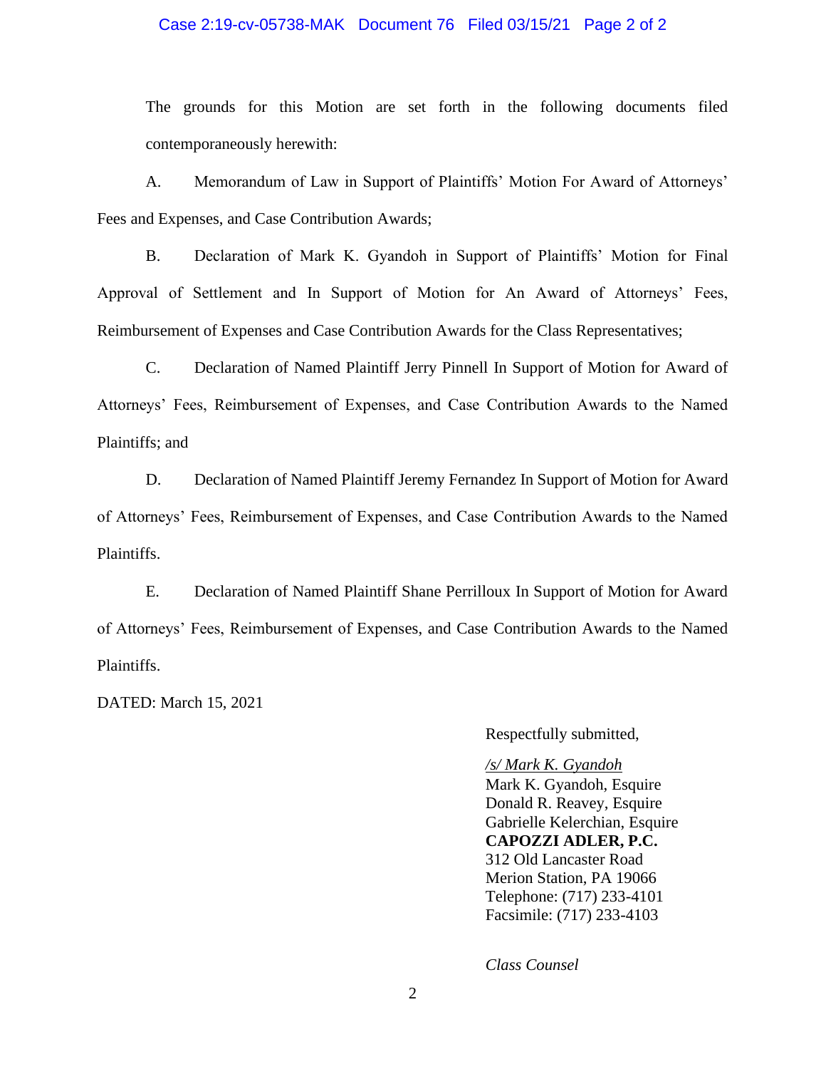The grounds for this Motion are set forth in the following documents filed contemporaneously herewith:

A. Memorandum of Law in Support of Plaintiffs' Motion For Award of Attorneys' Fees and Expenses, and Case Contribution Awards;

B. Declaration of Mark K. Gyandoh in Support of Plaintiffs' Motion for Final Approval of Settlement and In Support of Motion for An Award of Attorneys' Fees, Reimbursement of Expenses and Case Contribution Awards for the Class Representatives;

C. Declaration of Named Plaintiff Jerry Pinnell In Support of Motion for Award of Attorneys' Fees, Reimbursement of Expenses, and Case Contribution Awards to the Named Plaintiffs; and

D. Declaration of Named Plaintiff Jeremy Fernandez In Support of Motion for Award of Attorneys' Fees, Reimbursement of Expenses, and Case Contribution Awards to the Named Plaintiffs.

E. Declaration of Named Plaintiff Shane Perrilloux In Support of Motion for Award of Attorneys' Fees, Reimbursement of Expenses, and Case Contribution Awards to the Named Plaintiffs.

DATED: March 15, 2021

Respectfully submitted,

*/s/ Mark K. Gyandoh*
Mark K. Gyandoh, Esquire
Donald R. Reavey, Esquire
Gabrielle Kelerchian, Esquire
**CAPOZZI ADLER, P.C.**
312 Old Lancaster Road
Merion Station, PA 19066
Telephone: (717) 233-4101
Facsimile: (717) 233-4103

*Class Counsel*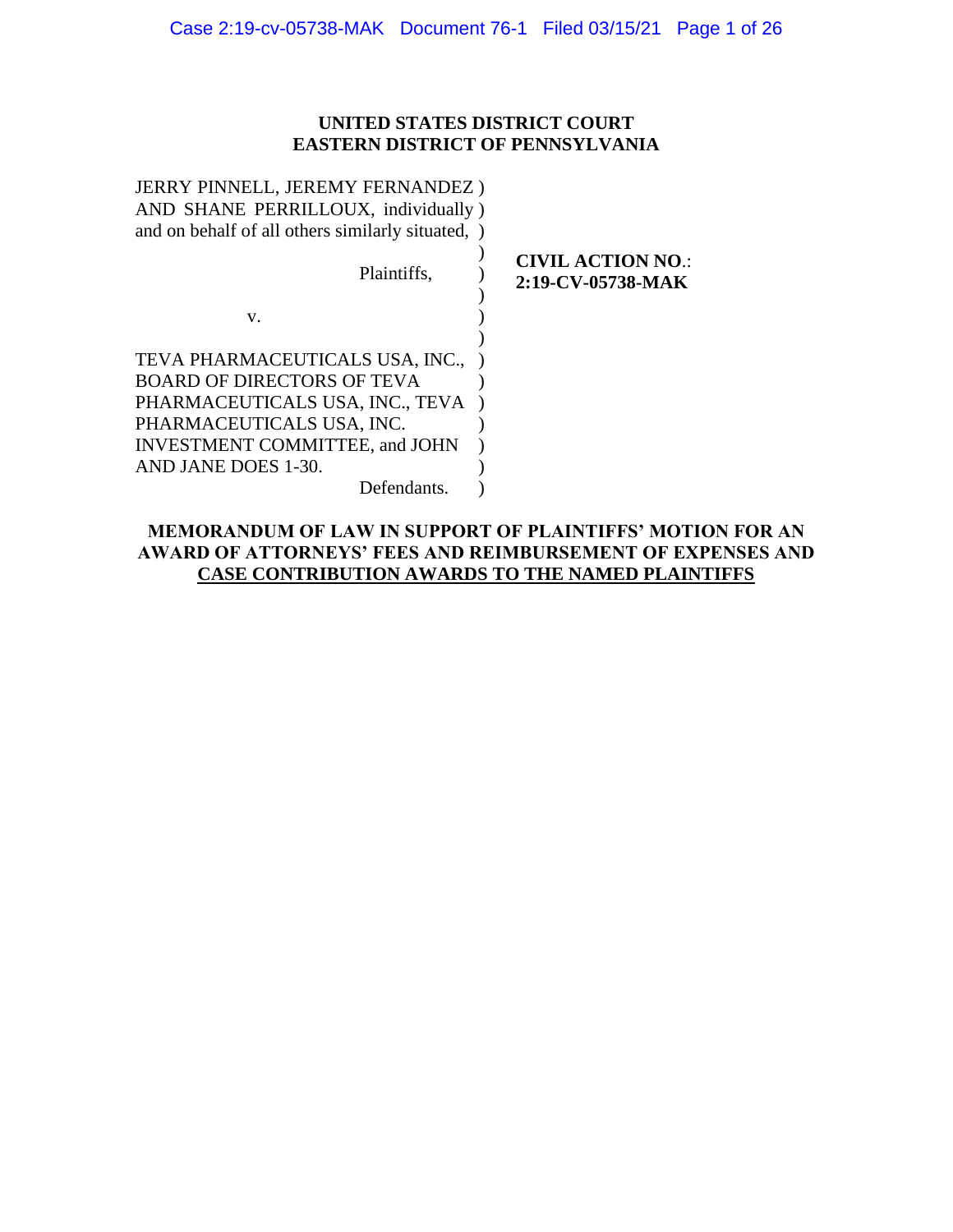**UNITED STATES DISTRICT COURT**
**EASTERN DISTRICT OF PENNSYLVANIA**

| | |
|---|---|
| JERRY PINNELL, JEREMY FERNANDEZ AND SHANE PERRILLOUX, individually and on behalf of all others similarly situated, | |
| Plaintiffs, | **CIVIL ACTION NO.: 2:19-CV-05738-MAK** |
| v. | |
| TEVA PHARMACEUTICALS USA, INC., BOARD OF DIRECTORS OF TEVA PHARMACEUTICALS USA, INC., TEVA PHARMACEUTICALS USA, INC. INVESTMENT COMMITTEE, and JOHN AND JANE DOES 1-30. | |
| Defendants. | |

**MEMORANDUM OF LAW IN SUPPORT OF PLAINTIFFS' MOTION FOR AN AWARD OF ATTORNEYS' FEES AND REIMBURSEMENT OF EXPENSES AND CASE CONTRIBUTION AWARDS TO THE NAMED PLAINTIFFS**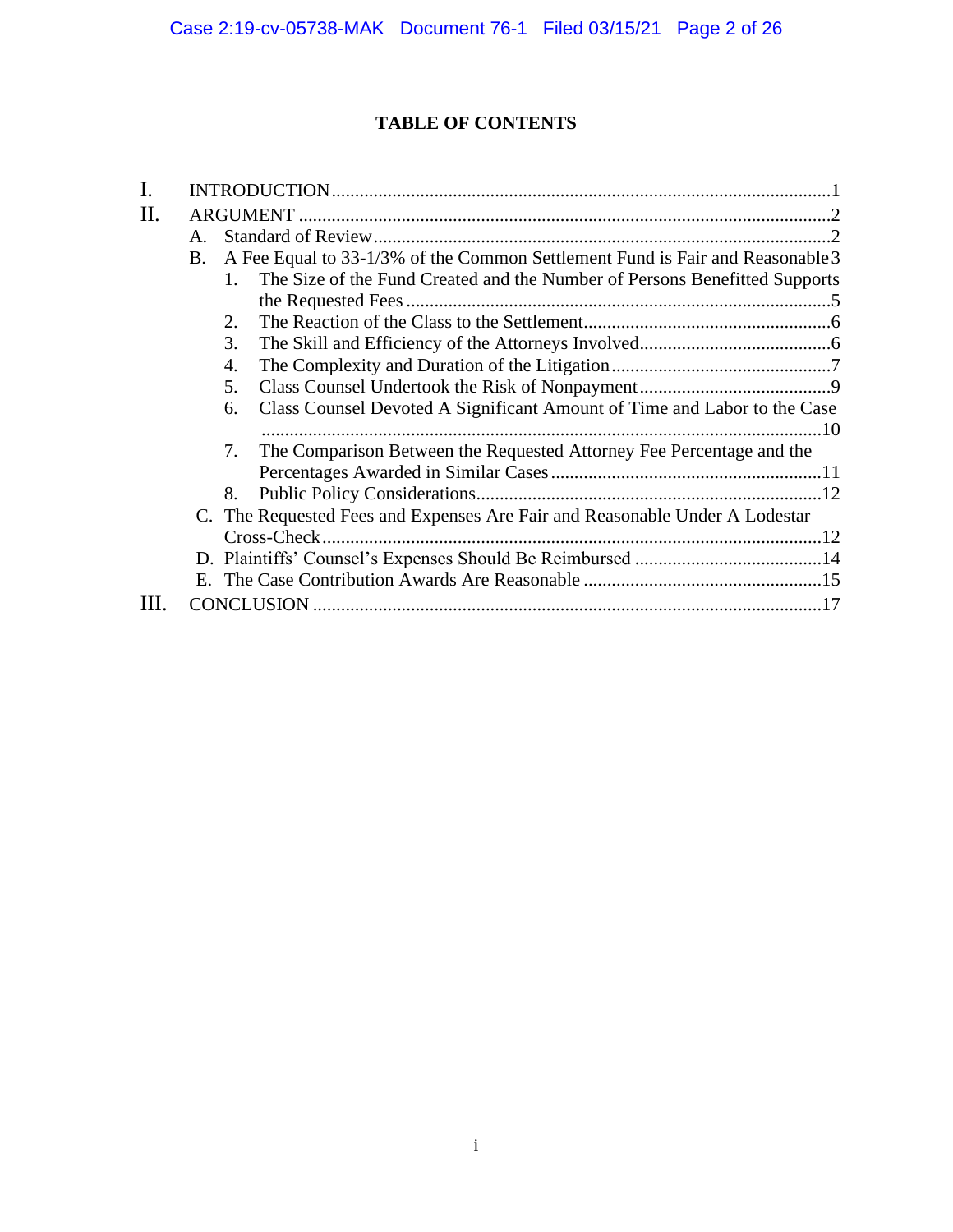# TABLE OF CONTENTS

- I. INTRODUCTION ..... 1
- II. ARGUMENT ..... 2
  - A. Standard of Review ..... 2
  - B. A Fee Equal to 33-1/3% of the Common Settlement Fund is Fair and Reasonable ..... 3
    1. The Size of the Fund Created and the Number of Persons Benefitted Supports the Requested Fees ..... 5
    2. The Reaction of the Class to the Settlement ..... 6
    3. The Skill and Efficiency of the Attorneys Involved ..... 6
    4. The Complexity and Duration of the Litigation ..... 7
    5. Class Counsel Undertook the Risk of Nonpayment ..... 9
    6. Class Counsel Devoted A Significant Amount of Time and Labor to the Case ..... 10
    7. The Comparison Between the Requested Attorney Fee Percentage and the Percentages Awarded in Similar Cases ..... 11
    8. Public Policy Considerations ..... 12
  - C. The Requested Fees and Expenses Are Fair and Reasonable Under A Lodestar Cross-Check ..... 12
  - D. Plaintiffs' Counsel's Expenses Should Be Reimbursed ..... 14
  - E. The Case Contribution Awards Are Reasonable ..... 15
- III. CONCLUSION ..... 17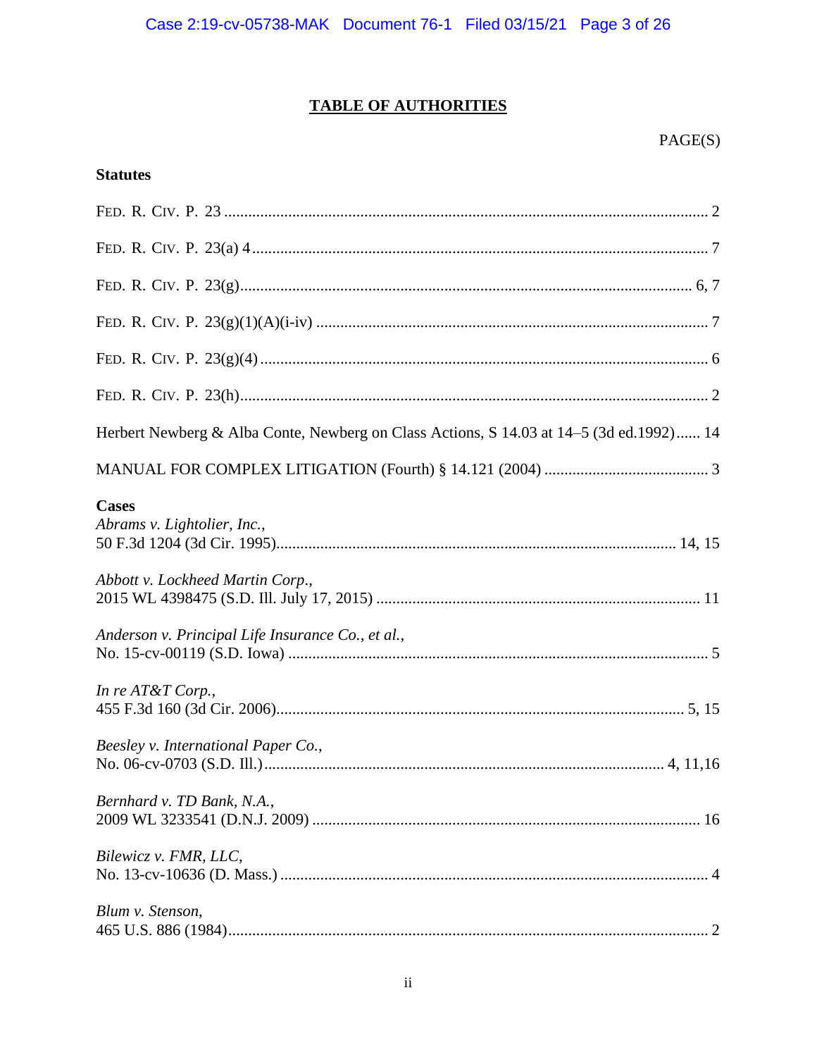## TABLE OF AUTHORITIES

PAGE(S)

**Statutes**

FED. R. CIV. P. 23 .......................................................... 2

FED. R. CIV. P. 23(a) 4 .......................................................... 7

FED. R. CIV. P. 23(g) .......................................................... 6, 7

FED. R. CIV. P. 23(g)(1)(A)(i-iv) .......................................................... 7

FED. R. CIV. P. 23(g)(4) .......................................................... 6

FED. R. CIV. P. 23(h) .......................................................... 2

Herbert Newberg & Alba Conte, Newberg on Class Actions, S 14.03 at 14–5 (3d ed.1992)...... 14

MANUAL FOR COMPLEX LITIGATION (Fourth) § 14.121 (2004) .......................................................... 3

**Cases**

*Abrams v. Lightolier, Inc.*,
50 F.3d 1204 (3d Cir. 1995).......................................................... 14, 15

*Abbott v. Lockheed Martin Corp*.,
2015 WL 4398475 (S.D. Ill. July 17, 2015) .......................................................... 11

*Anderson v. Principal Life Insurance Co., et al.*,
No. 15-cv-00119 (S.D. Iowa) .......................................................... 5

*In re AT&T Corp.*,
455 F.3d 160 (3d Cir. 2006).......................................................... 5, 15

*Beesley v. International Paper Co.*,
No. 06-cv-0703 (S.D. Ill.) .......................................................... 4, 11,16

*Bernhard v. TD Bank, N.A.*,
2009 WL 3233541 (D.N.J. 2009) .......................................................... 16

*Bilewicz v. FMR, LLC*,
No. 13-cv-10636 (D. Mass.) .......................................................... 4

*Blum v. Stenson*,
465 U.S. 886 (1984).......................................................... 2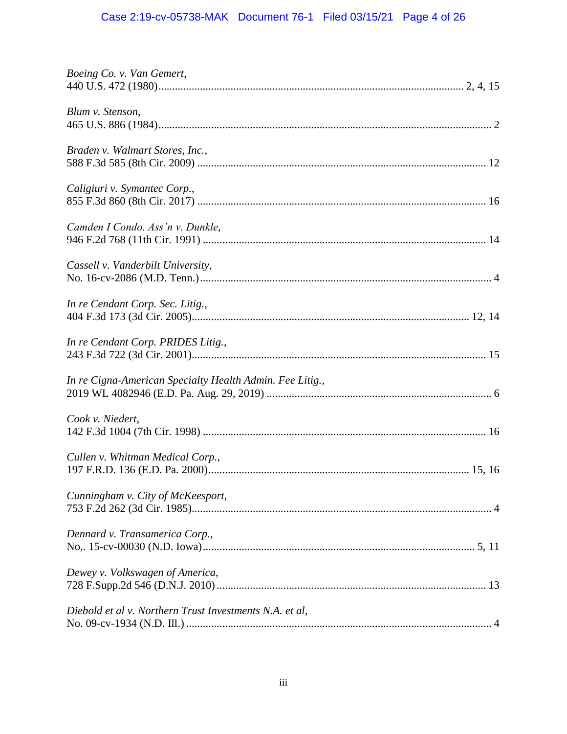*Boeing Co. v. Van Gemert*,
440 U.S. 472 (1980)............................................................................................................... 2, 4, 15

*Blum v. Stenson*,
465 U.S. 886 (1984)....................................................................................................................... 2

*Braden v. Walmart Stores, Inc.*,
588 F.3d 585 (8th Cir. 2009) ....................................................................................................... 12

*Caligiuri v. Symantec Corp.*,
855 F.3d 860 (8th Cir. 2017) ....................................................................................................... 16

*Camden I Condo. Ass'n v. Dunkle*,
946 F.2d 768 (11th Cir. 1991) ..................................................................................................... 14

*Cassell v. Vanderbilt University*,
No. 16-cv-2086 (M.D. Tenn.)......................................................................................................... 4

*In re Cendant Corp. Sec. Litig.*,
404 F.3d 173 (3d Cir. 2005)................................................................................................... 12, 14

*In re Cendant Corp. PRIDES Litig.*,
243 F.3d 722 (3d Cir. 2001)......................................................................................................... 15

*In re Cigna-American Specialty Health Admin. Fee Litig.*,
2019 WL 4082946 (E.D. Pa. Aug. 29, 2019) ................................................................................ 6

*Cook v. Niedert*,
142 F.3d 1004 (7th Cir. 1998) ..................................................................................................... 16

*Cullen v. Whitman Medical Corp.*,
197 F.R.D. 136 (E.D. Pa. 2000).............................................................................................. 15, 16

*Cunningham v. City of McKeesport*,
753 F.2d 262 (3d Cir. 1985)........................................................................................................... 4

*Dennard v. Transamerica Corp.*,
No,. 15-cv-00030 (N.D. Iowa)................................................................................................. 5, 11

*Dewey v. Volkswagen of America*,
728 F.Supp.2d 546 (D.N.J. 2010) ................................................................................................ 13

*Diebold et al v. Northern Trust Investments N.A. et al*,
No. 09-cv-1934 (N.D. Ill.) ............................................................................................................. 4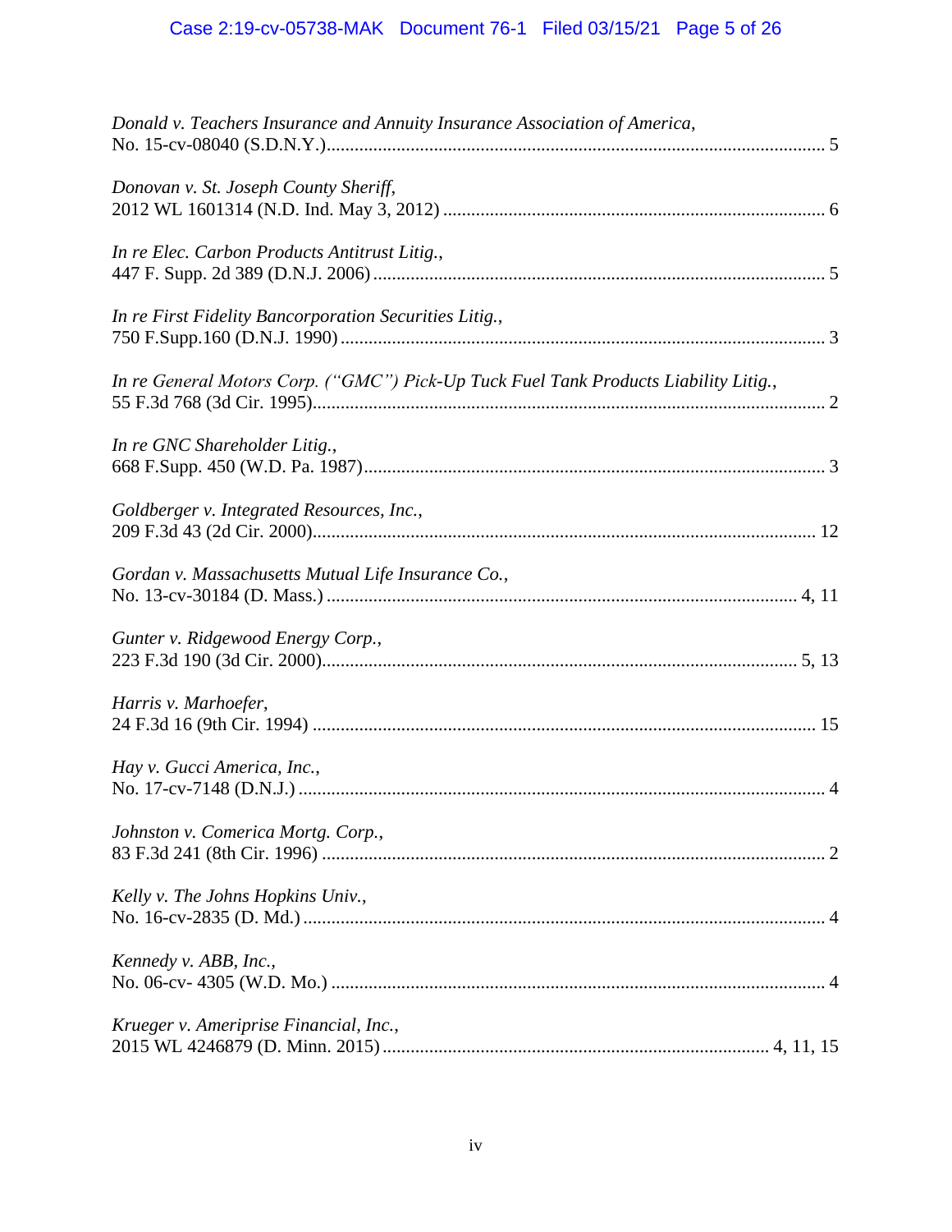*Donald v. Teachers Insurance and Annuity Insurance Association of America*,
No. 15-cv-08040 (S.D.N.Y.)........................................................................................................... 5

*Donovan v. St. Joseph County Sheriff*,
2012 WL 1601314 (N.D. Ind. May 3, 2012) ................................................................................. 6

*In re Elec. Carbon Products Antitrust Litig.*,
447 F. Supp. 2d 389 (D.N.J. 2006) ................................................................................................ 5

*In re First Fidelity Bancorporation Securities Litig.*,
750 F.Supp.160 (D.N.J. 1990) ....................................................................................................... 3

*In re General Motors Corp. ("GMC") Pick-Up Tuck Fuel Tank Products Liability Litig.*,
55 F.3d 768 (3d Cir. 1995)............................................................................................................. 2

*In re GNC Shareholder Litig.*,
668 F.Supp. 450 (W.D. Pa. 1987).................................................................................................. 3

*Goldberger v. Integrated Resources, Inc.*,
209 F.3d 43 (2d Cir. 2000)........................................................................................................... 12

*Gordan v. Massachusetts Mutual Life Insurance Co.*,
No. 13-cv-30184 (D. Mass.) .................................................................................................... 4, 11

*Gunter v. Ridgewood Energy Corp.*,
223 F.3d 190 (3d Cir. 2000)..................................................................................................... 5, 13

*Harris v. Marhoefer*,
24 F.3d 16 (9th Cir. 1994) ........................................................................................................... 15

*Hay v. Gucci America, Inc.*,
No. 17-cv-7148 (D.N.J.) ................................................................................................................. 4

*Johnston v. Comerica Mortg. Corp.*,
83 F.3d 241 (8th Cir. 1996) ........................................................................................................... 2

*Kelly v. The Johns Hopkins Univ.*,
No. 16-cv-2835 (D. Md.) ............................................................................................................... 4

*Kennedy v. ABB, Inc.*,
No. 06-cv- 4305 (W.D. Mo.) ......................................................................................................... 4

*Krueger v. Ameriprise Financial, Inc.*,
2015 WL 4246879 (D. Minn. 2015) ................................................................................. 4, 11, 15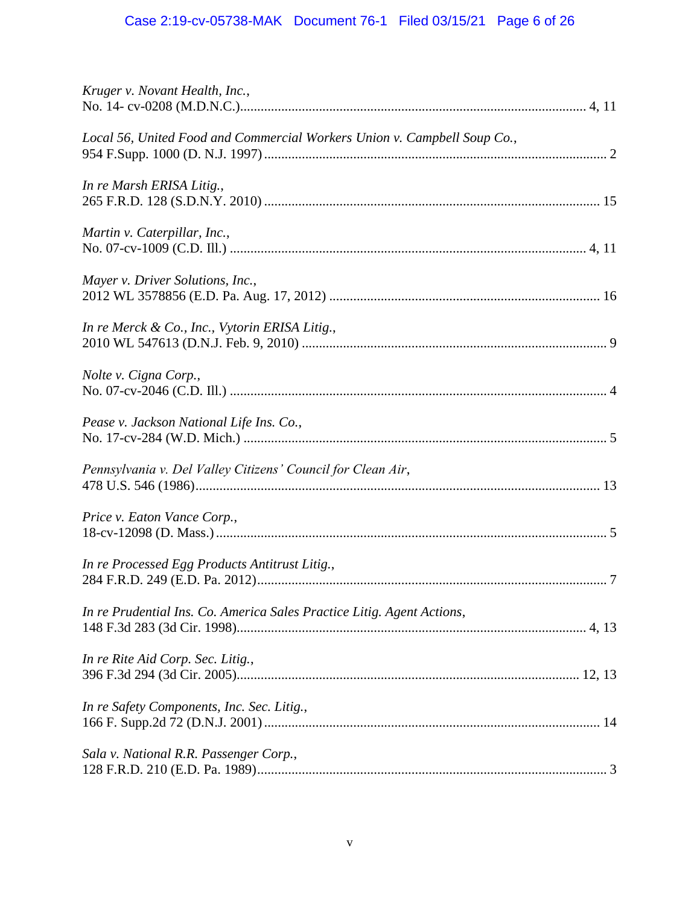*Kruger v. Novant Health, Inc.*,
No. 14- cv-0208 (M.D.N.C.)........................................................................................................ 4, 11

*Local 56, United Food and Commercial Workers Union v. Campbell Soup Co.*,
954 F.Supp. 1000 (D. N.J. 1997).................................................................................................... 2

*In re Marsh ERISA Litig.*,
265 F.R.D. 128 (S.D.N.Y. 2010)................................................................................................. 15

*Martin v. Caterpillar, Inc.*,
No. 07-cv-1009 (C.D. Ill.)....................................................................................................... 4, 11

*Mayer v. Driver Solutions, Inc.*,
2012 WL 3578856 (E.D. Pa. Aug. 17, 2012)............................................................................... 16

*In re Merck & Co., Inc., Vytorin ERISA Litig.*,
2010 WL 547613 (D.N.J. Feb. 9, 2010)......................................................................................... 9

*Nolte v. Cigna Corp.*,
No. 07-cv-2046 (C.D. Ill.)............................................................................................................. 4

*Pease v. Jackson National Life Ins. Co.*,
No. 17-cv-284 (W.D. Mich.)......................................................................................................... 5

*Pennsylvania v. Del Valley Citizens' Council for Clean Air*,
478 U.S. 546 (1986)..................................................................................................................... 13

*Price v. Eaton Vance Corp.*,
18-cv-12098 (D. Mass.)................................................................................................................. 5

*In re Processed Egg Products Antitrust Litig.*,
284 F.R.D. 249 (E.D. Pa. 2012)..................................................................................................... 7

*In re Prudential Ins. Co. America Sales Practice Litig. Agent Actions*,
148 F.3d 283 (3d Cir. 1998)..................................................................................................... 4, 13

*In re Rite Aid Corp. Sec. Litig.*,
396 F.3d 294 (3d Cir. 2005)................................................................................................... 12, 13

*In re Safety Components, Inc. Sec. Litig.*,
166 F. Supp.2d 72 (D.N.J. 2001)................................................................................................. 14

*Sala v. National R.R. Passenger Corp.*,
128 F.R.D. 210 (E.D. Pa. 1989)..................................................................................................... 3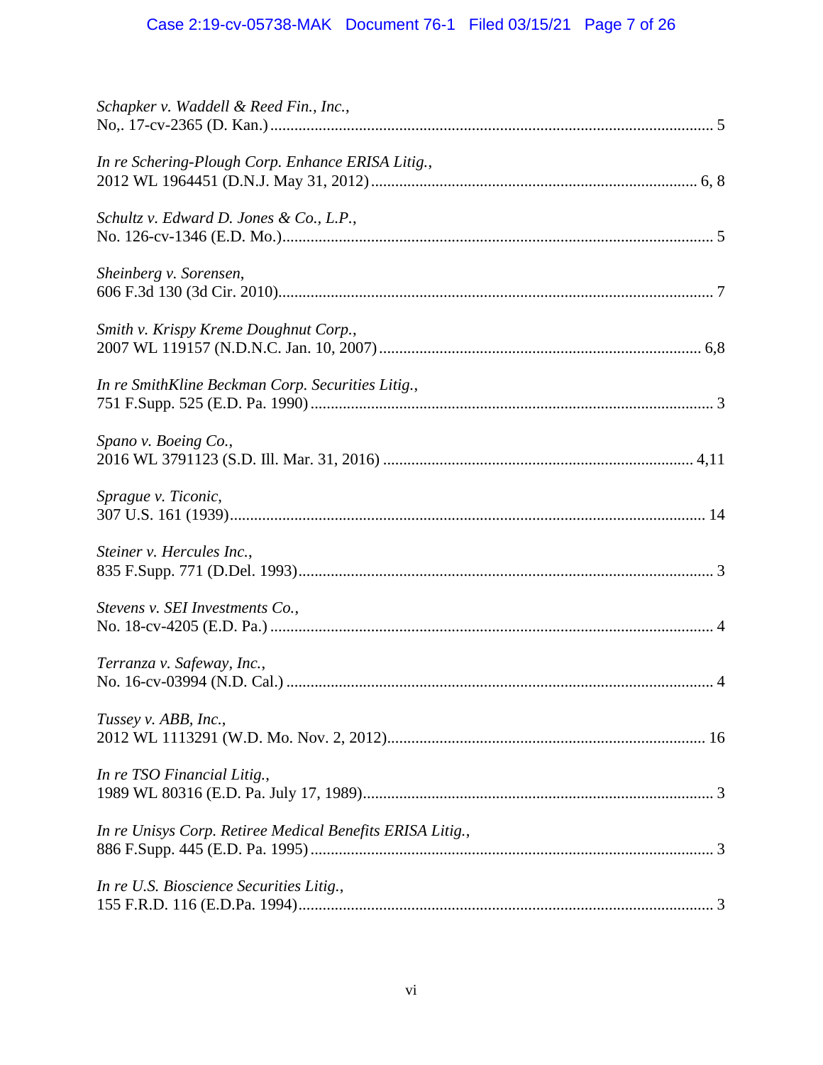*Schapker v. Waddell & Reed Fin., Inc.*,
No,. 17-cv-2365 (D. Kan.)............................................................................................................ 5

*In re Schering-Plough Corp. Enhance ERISA Litig.*,
2012 WL 1964451 (D.N.J. May 31, 2012)................................................................................ 6, 8

*Schultz v. Edward D. Jones & Co., L.P.*,
No. 126-cv-1346 (E.D. Mo.)......................................................................................................... 5

*Sheinberg v. Sorensen*,
606 F.3d 130 (3d Cir. 2010).......................................................................................................... 7

*Smith v. Krispy Kreme Doughnut Corp.*,
2007 WL 119157 (N.D.N.C. Jan. 10, 2007)............................................................................... 6,8

*In re SmithKline Beckman Corp. Securities Litig.*,
751 F.Supp. 525 (E.D. Pa. 1990).................................................................................................. 3

*Spano v. Boeing Co.*,
2016 WL 3791123 (S.D. Ill. Mar. 31, 2016)............................................................................ 4,11

*Sprague v. Ticonic*,
307 U.S. 161 (1939)..................................................................................................................... 14

*Steiner v. Hercules Inc.*,
835 F.Supp. 771 (D.Del. 1993)..................................................................................................... 3

*Stevens v. SEI Investments Co.*,
No. 18-cv-4205 (E.D. Pa.)............................................................................................................ 4

*Terranza v. Safeway, Inc.*,
No. 16-cv-03994 (N.D. Cal.)........................................................................................................ 4

*Tussey v. ABB, Inc.*,
2012 WL 1113291 (W.D. Mo. Nov. 2, 2012).............................................................................. 16

*In re TSO Financial Litig.*,
1989 WL 80316 (E.D. Pa. July 17, 1989)..................................................................................... 3

*In re Unisys Corp. Retiree Medical Benefits ERISA Litig.*,
886 F.Supp. 445 (E.D. Pa. 1995).................................................................................................. 3

*In re U.S. Bioscience Securities Litig.*,
155 F.R.D. 116 (E.D.Pa. 1994)..................................................................................................... 3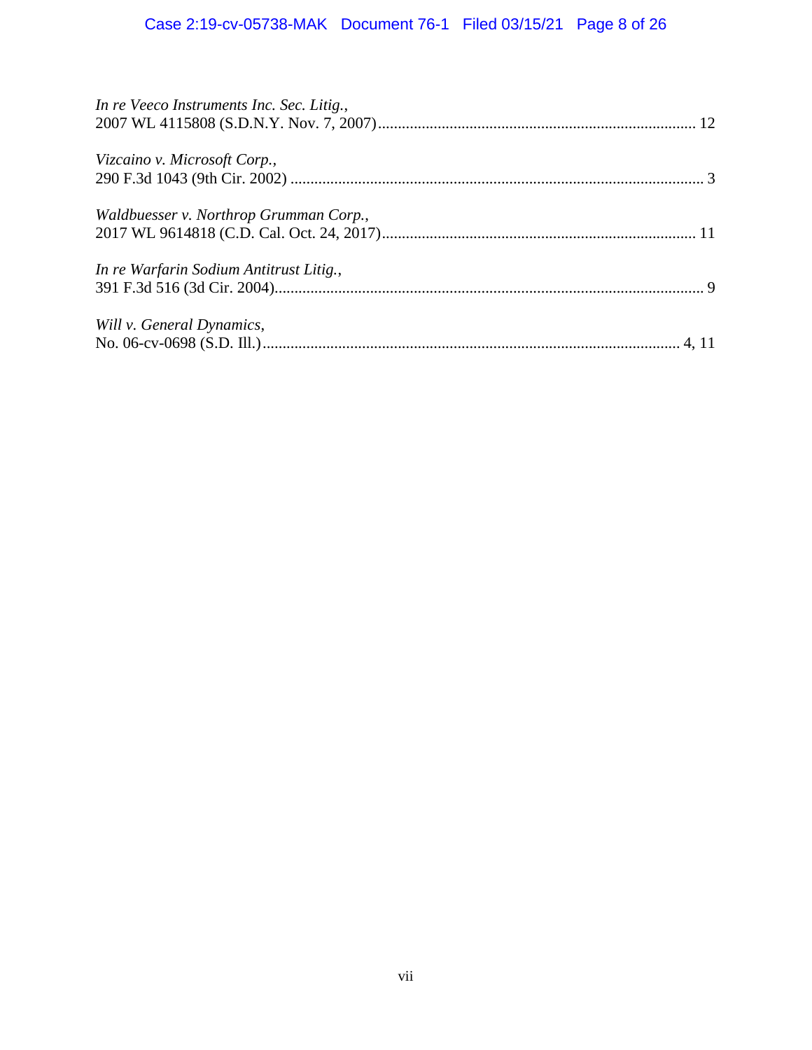*In re Veeco Instruments Inc. Sec. Litig.*,
2007 WL 4115808 (S.D.N.Y. Nov. 7, 2007)................................................................................ 12

*Vizcaino v. Microsoft Corp.*,
290 F.3d 1043 (9th Cir. 2002) ........................................................................................................ 3

*Waldbuesser v. Northrop Grumman Corp.*,
2017 WL 9614818 (C.D. Cal. Oct. 24, 2017).............................................................................. 11

*In re Warfarin Sodium Antitrust Litig.*,
391 F.3d 516 (3d Cir. 2004)............................................................................................................ 9

*Will v. General Dynamics*,
No. 06-cv-0698 (S.D. Ill.)........................................................................................................ 4, 11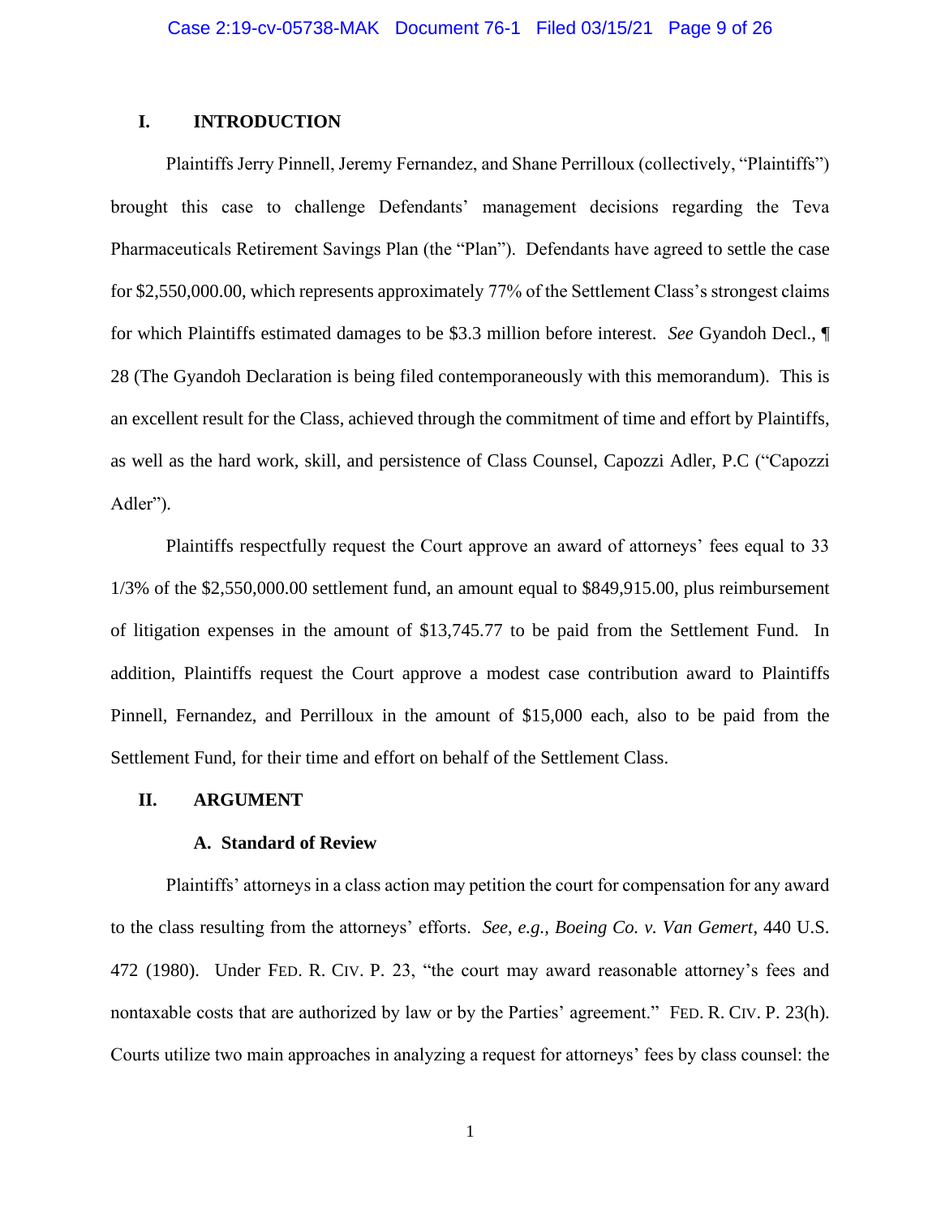## I. INTRODUCTION

Plaintiffs Jerry Pinnell, Jeremy Fernandez, and Shane Perrilloux (collectively, "Plaintiffs") brought this case to challenge Defendants' management decisions regarding the Teva Pharmaceuticals Retirement Savings Plan (the "Plan"). Defendants have agreed to settle the case for $2,550,000.00, which represents approximately 77% of the Settlement Class's strongest claims for which Plaintiffs estimated damages to be $3.3 million before interest. *See* Gyandoh Decl., ¶ 28 (The Gyandoh Declaration is being filed contemporaneously with this memorandum). This is an excellent result for the Class, achieved through the commitment of time and effort by Plaintiffs, as well as the hard work, skill, and persistence of Class Counsel, Capozzi Adler, P.C ("Capozzi Adler").

Plaintiffs respectfully request the Court approve an award of attorneys' fees equal to 33 1/3% of the $2,550,000.00 settlement fund, an amount equal to $849,915.00, plus reimbursement of litigation expenses in the amount of $13,745.77 to be paid from the Settlement Fund. In addition, Plaintiffs request the Court approve a modest case contribution award to Plaintiffs Pinnell, Fernandez, and Perrilloux in the amount of $15,000 each, also to be paid from the Settlement Fund, for their time and effort on behalf of the Settlement Class.

## II. ARGUMENT

### A. Standard of Review

Plaintiffs' attorneys in a class action may petition the court for compensation for any award to the class resulting from the attorneys' efforts. *See, e.g.*, *Boeing Co. v. Van Gemert*, 440 U.S. 472 (1980). Under FED. R. CIV. P. 23, "the court may award reasonable attorney's fees and nontaxable costs that are authorized by law or by the Parties' agreement." FED. R. CIV. P. 23(h). Courts utilize two main approaches in analyzing a request for attorneys' fees by class counsel: the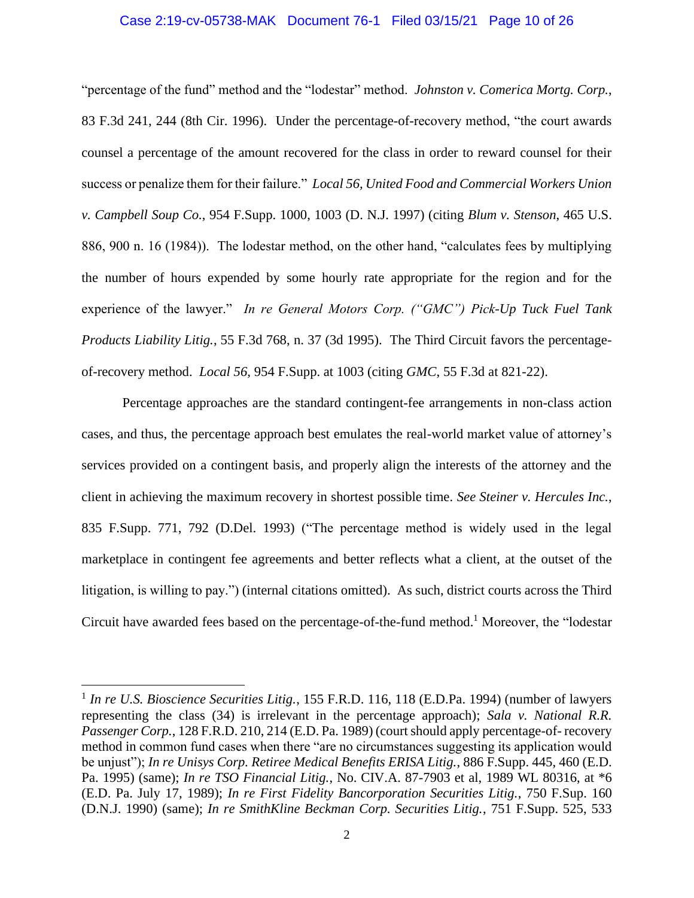"percentage of the fund" method and the "lodestar" method. *Johnston v. Comerica Mortg. Corp.*, 83 F.3d 241, 244 (8th Cir. 1996). Under the percentage-of-recovery method, "the court awards counsel a percentage of the amount recovered for the class in order to reward counsel for their success or penalize them for their failure." *Local 56, United Food and Commercial Workers Union v. Campbell Soup Co.*, 954 F.Supp. 1000, 1003 (D. N.J. 1997) (citing *Blum v. Stenson*, 465 U.S. 886, 900 n. 16 (1984)). The lodestar method, on the other hand, "calculates fees by multiplying the number of hours expended by some hourly rate appropriate for the region and for the experience of the lawyer." *In re General Motors Corp. ("GMC") Pick-Up Tuck Fuel Tank Products Liability Litig.*, 55 F.3d 768, n. 37 (3d 1995). The Third Circuit favors the percentage-of-recovery method. *Local 56*, 954 F.Supp. at 1003 (citing *GMC*, 55 F.3d at 821-22).

Percentage approaches are the standard contingent-fee arrangements in non-class action cases, and thus, the percentage approach best emulates the real-world market value of attorney's services provided on a contingent basis, and properly align the interests of the attorney and the client in achieving the maximum recovery in shortest possible time. *See Steiner v. Hercules Inc.*, 835 F.Supp. 771, 792 (D.Del. 1993) ("The percentage method is widely used in the legal marketplace in contingent fee agreements and better reflects what a client, at the outset of the litigation, is willing to pay.") (internal citations omitted). As such, district courts across the Third Circuit have awarded fees based on the percentage-of-the-fund method.[1] Moreover, the "lodestar

---

[1] *In re U.S. Bioscience Securities Litig.*, 155 F.R.D. 116, 118 (E.D.Pa. 1994) (number of lawyers representing the class (34) is irrelevant in the percentage approach); *Sala v. National R.R. Passenger Corp.*, 128 F.R.D. 210, 214 (E.D. Pa. 1989) (court should apply percentage-of- recovery method in common fund cases when there "are no circumstances suggesting its application would be unjust"); *In re Unisys Corp. Retiree Medical Benefits ERISA Litig.*, 886 F.Supp. 445, 460 (E.D. Pa. 1995) (same); *In re TSO Financial Litig.*, No. CIV.A. 87-7903 et al, 1989 WL 80316, at *6 (E.D. Pa. July 17, 1989); *In re First Fidelity Bancorporation Securities Litig.*, 750 F.Sup. 160 (D.N.J. 1990) (same); *In re SmithKline Beckman Corp. Securities Litig.*, 751 F.Supp. 525, 533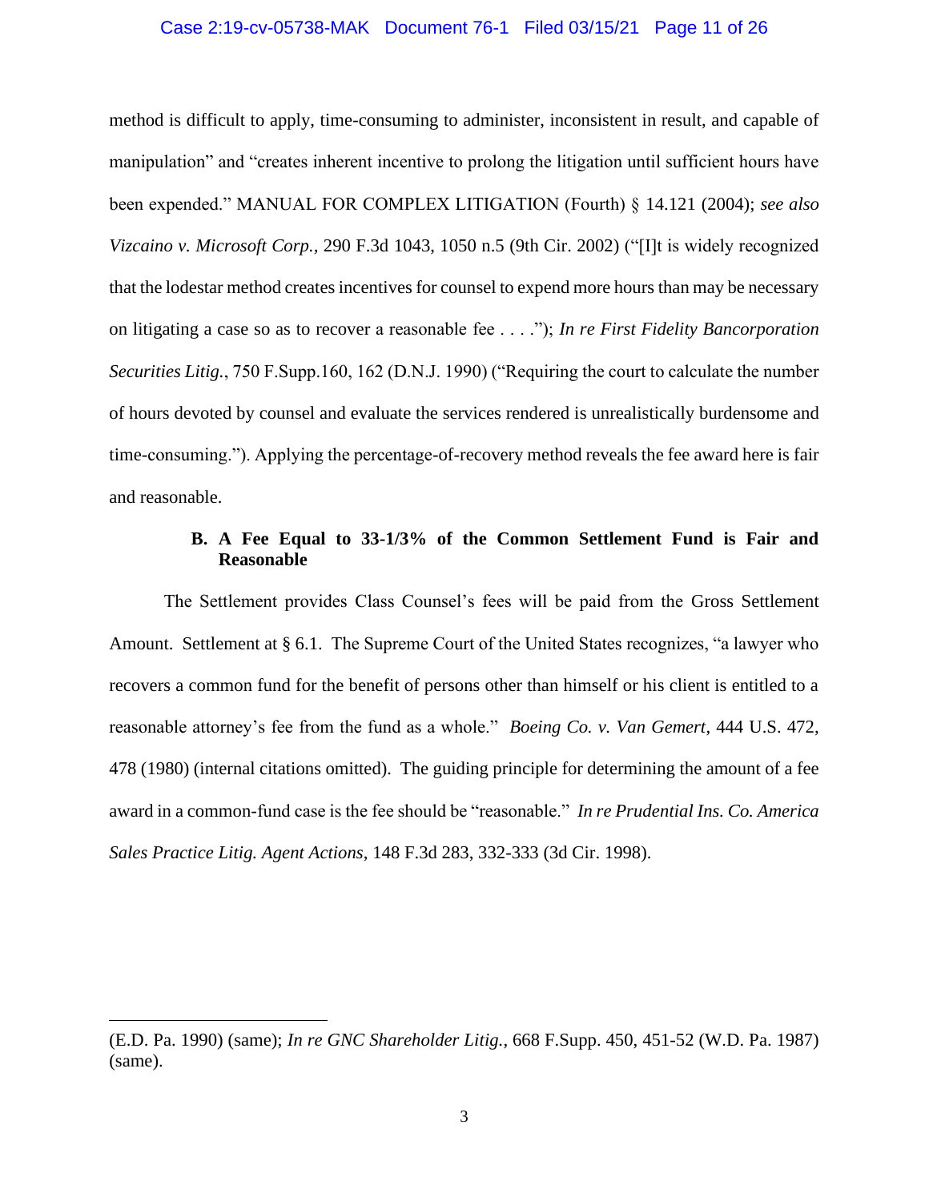method is difficult to apply, time-consuming to administer, inconsistent in result, and capable of manipulation" and "creates inherent incentive to prolong the litigation until sufficient hours have been expended." MANUAL FOR COMPLEX LITIGATION (Fourth) § 14.121 (2004); *see also Vizcaino v. Microsoft Corp.*, 290 F.3d 1043, 1050 n.5 (9th Cir. 2002) ("[I]t is widely recognized that the lodestar method creates incentives for counsel to expend more hours than may be necessary on litigating a case so as to recover a reasonable fee . . . ."); *In re First Fidelity Bancorporation Securities Litig.*, 750 F.Supp.160, 162 (D.N.J. 1990) ("Requiring the court to calculate the number of hours devoted by counsel and evaluate the services rendered is unrealistically burdensome and time-consuming."). Applying the percentage-of-recovery method reveals the fee award here is fair and reasonable.

### B. A Fee Equal to 33-1/3% of the Common Settlement Fund is Fair and Reasonable

The Settlement provides Class Counsel's fees will be paid from the Gross Settlement Amount. Settlement at § 6.1. The Supreme Court of the United States recognizes, "a lawyer who recovers a common fund for the benefit of persons other than himself or his client is entitled to a reasonable attorney's fee from the fund as a whole." *Boeing Co. v. Van Gemert*, 444 U.S. 472, 478 (1980) (internal citations omitted). The guiding principle for determining the amount of a fee award in a common-fund case is the fee should be "reasonable." *In re Prudential Ins. Co. America Sales Practice Litig. Agent Actions*, 148 F.3d 283, 332-333 (3d Cir. 1998).

---

(E.D. Pa. 1990) (same); *In re GNC Shareholder Litig.*, 668 F.Supp. 450, 451-52 (W.D. Pa. 1987) (same).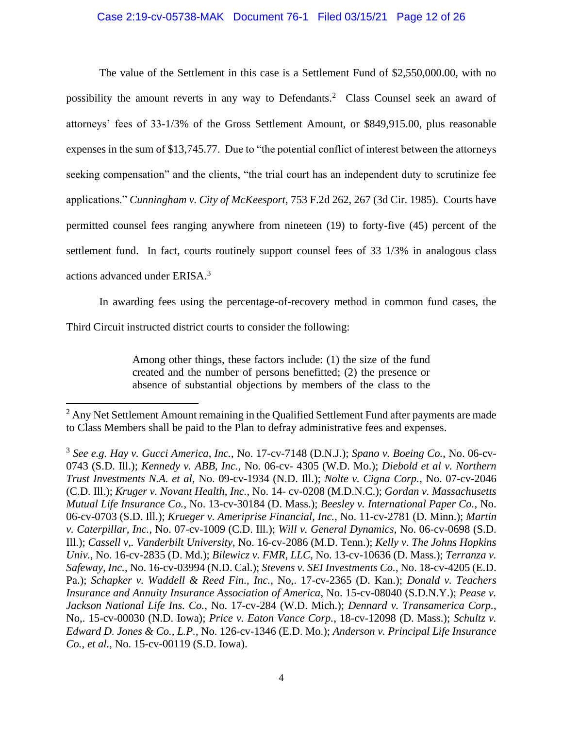The value of the Settlement in this case is a Settlement Fund of $2,550,000.00, with no possibility the amount reverts in any way to Defendants.[2] Class Counsel seek an award of attorneys' fees of 33-1/3% of the Gross Settlement Amount, or $849,915.00, plus reasonable expenses in the sum of $13,745.77. Due to "the potential conflict of interest between the attorneys seeking compensation" and the clients, "the trial court has an independent duty to scrutinize fee applications." *Cunningham v. City of McKeesport*, 753 F.2d 262, 267 (3d Cir. 1985). Courts have permitted counsel fees ranging anywhere from nineteen (19) to forty-five (45) percent of the settlement fund. In fact, courts routinely support counsel fees of 33 1/3% in analogous class actions advanced under ERISA.[3]

In awarding fees using the percentage-of-recovery method in common fund cases, the Third Circuit instructed district courts to consider the following:

> Among other things, these factors include: (1) the size of the fund created and the number of persons benefitted; (2) the presence or absence of substantial objections by members of the class to the

---

[2] Any Net Settlement Amount remaining in the Qualified Settlement Fund after payments are made to Class Members shall be paid to the Plan to defray administrative fees and expenses.

[3] *See e.g. Hay v. Gucci America, Inc.*, No. 17-cv-7148 (D.N.J.); *Spano v. Boeing Co.*, No. 06-cv-0743 (S.D. Ill.); *Kennedy v. ABB, Inc.*, No. 06-cv- 4305 (W.D. Mo.); *Diebold et al v. Northern Trust Investments N.A. et al*, No. 09-cv-1934 (N.D. Ill.); *Nolte v. Cigna Corp.*, No. 07-cv-2046 (C.D. Ill.); *Kruger v. Novant Health, Inc.*, No. 14- cv-0208 (M.D.N.C.); *Gordan v. Massachusetts Mutual Life Insurance Co.*, No. 13-cv-30184 (D. Mass.); *Beesley v. International Paper Co.*, No. 06-cv-0703 (S.D. Ill.); *Krueger v. Ameriprise Financial, Inc.*, No. 11-cv-2781 (D. Minn.); *Martin v. Caterpillar, Inc.*, No. 07-cv-1009 (C.D. Ill.); *Will v. General Dynamics*, No. 06-cv-0698 (S.D. Ill.); *Cassell v,. Vanderbilt University*, No. 16-cv-2086 (M.D. Tenn.); *Kelly v. The Johns Hopkins Univ.*, No. 16-cv-2835 (D. Md.); *Bilewicz v. FMR, LLC*, No. 13-cv-10636 (D. Mass.); *Terranza v. Safeway, Inc.*, No. 16-cv-03994 (N.D. Cal.); *Stevens v. SEI Investments Co.*, No. 18-cv-4205 (E.D. Pa.); *Schapker v. Waddell & Reed Fin., Inc.*, No,. 17-cv-2365 (D. Kan.); *Donald v. Teachers Insurance and Annuity Insurance Association of America*, No. 15-cv-08040 (S.D.N.Y.); *Pease v. Jackson National Life Ins. Co.*, No. 17-cv-284 (W.D. Mich.); *Dennard v. Transamerica Corp.*, No,. 15-cv-00030 (N.D. Iowa); *Price v. Eaton Vance Corp.*, 18-cv-12098 (D. Mass.); *Schultz v. Edward D. Jones & Co., L.P.*, No. 126-cv-1346 (E.D. Mo.); *Anderson v. Principal Life Insurance Co., et al.*, No. 15-cv-00119 (S.D. Iowa).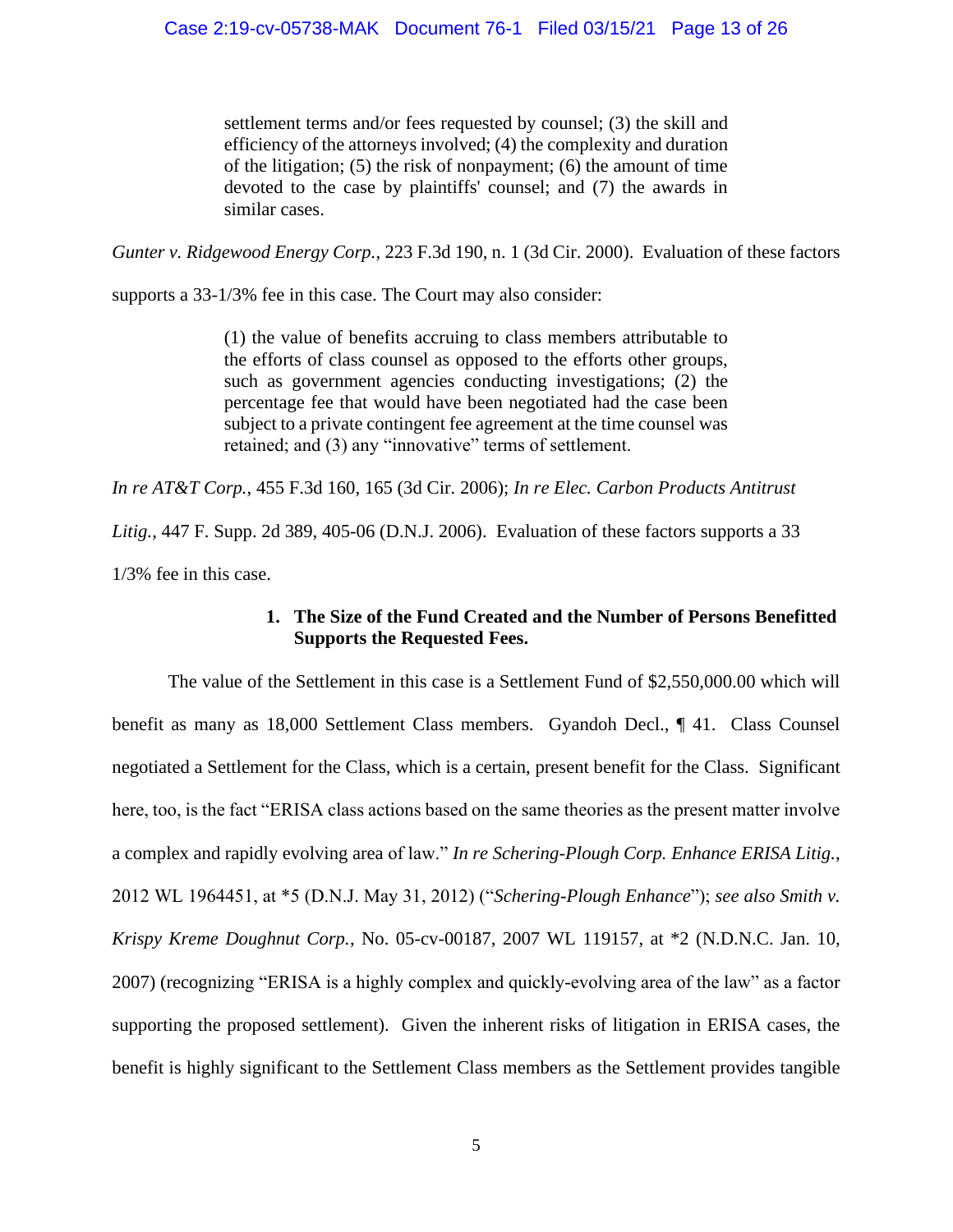> settlement terms and/or fees requested by counsel; (3) the skill and efficiency of the attorneys involved; (4) the complexity and duration of the litigation; (5) the risk of nonpayment; (6) the amount of time devoted to the case by plaintiffs' counsel; and (7) the awards in similar cases.

*Gunter v. Ridgewood Energy Corp.*, 223 F.3d 190, n. 1 (3d Cir. 2000). Evaluation of these factors supports a 33-1/3% fee in this case. The Court may also consider:

> (1) the value of benefits accruing to class members attributable to the efforts of class counsel as opposed to the efforts other groups, such as government agencies conducting investigations; (2) the percentage fee that would have been negotiated had the case been subject to a private contingent fee agreement at the time counsel was retained; and (3) any "innovative" terms of settlement.

*In re AT&T Corp.*, 455 F.3d 160, 165 (3d Cir. 2006); *In re Elec. Carbon Products Antitrust Litig.*, 447 F. Supp. 2d 389, 405-06 (D.N.J. 2006). Evaluation of these factors supports a 33 1/3% fee in this case.

**1. The Size of the Fund Created and the Number of Persons Benefitted Supports the Requested Fees.**

The value of the Settlement in this case is a Settlement Fund of $2,550,000.00 which will benefit as many as 18,000 Settlement Class members. Gyandoh Decl., ¶ 41. Class Counsel negotiated a Settlement for the Class, which is a certain, present benefit for the Class. Significant here, too, is the fact "ERISA class actions based on the same theories as the present matter involve a complex and rapidly evolving area of law." *In re Schering-Plough Corp. Enhance ERISA Litig.*, 2012 WL 1964451, at *5 (D.N.J. May 31, 2012) ("*Schering-Plough Enhance*"); *see also Smith v. Krispy Kreme Doughnut Corp.*, No. 05-cv-00187, 2007 WL 119157, at *2 (N.D.N.C. Jan. 10, 2007) (recognizing "ERISA is a highly complex and quickly-evolving area of the law" as a factor supporting the proposed settlement). Given the inherent risks of litigation in ERISA cases, the benefit is highly significant to the Settlement Class members as the Settlement provides tangible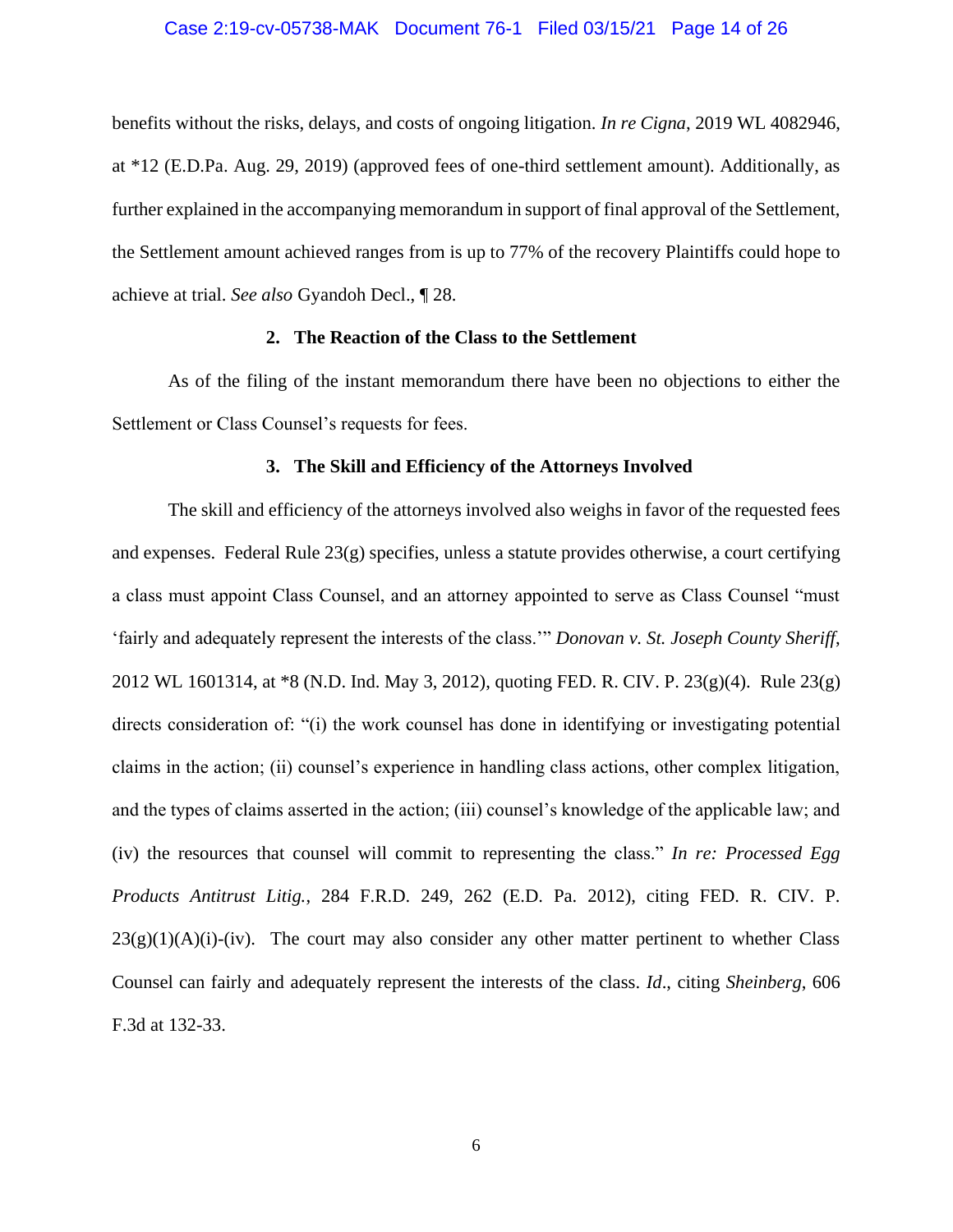benefits without the risks, delays, and costs of ongoing litigation. *In re Cigna*, 2019 WL 4082946, at *12 (E.D.Pa. Aug. 29, 2019) (approved fees of one-third settlement amount). Additionally, as further explained in the accompanying memorandum in support of final approval of the Settlement, the Settlement amount achieved ranges from is up to 77% of the recovery Plaintiffs could hope to achieve at trial. *See also* Gyandoh Decl., ¶ 28.

### 2. The Reaction of the Class to the Settlement

As of the filing of the instant memorandum there have been no objections to either the Settlement or Class Counsel's requests for fees.

### 3. The Skill and Efficiency of the Attorneys Involved

The skill and efficiency of the attorneys involved also weighs in favor of the requested fees and expenses. Federal Rule 23(g) specifies, unless a statute provides otherwise, a court certifying a class must appoint Class Counsel, and an attorney appointed to serve as Class Counsel "must 'fairly and adequately represent the interests of the class.'" *Donovan v. St. Joseph County Sheriff*, 2012 WL 1601314, at *8 (N.D. Ind. May 3, 2012), quoting FED. R. CIV. P. 23(g)(4). Rule 23(g) directs consideration of: "(i) the work counsel has done in identifying or investigating potential claims in the action; (ii) counsel's experience in handling class actions, other complex litigation, and the types of claims asserted in the action; (iii) counsel's knowledge of the applicable law; and (iv) the resources that counsel will commit to representing the class." *In re: Processed Egg Products Antitrust Litig.*, 284 F.R.D. 249, 262 (E.D. Pa. 2012), citing FED. R. CIV. P. 23(g)(1)(A)(i)-(iv). The court may also consider any other matter pertinent to whether Class Counsel can fairly and adequately represent the interests of the class. *Id*., citing *Sheinberg*, 606 F.3d at 132-33.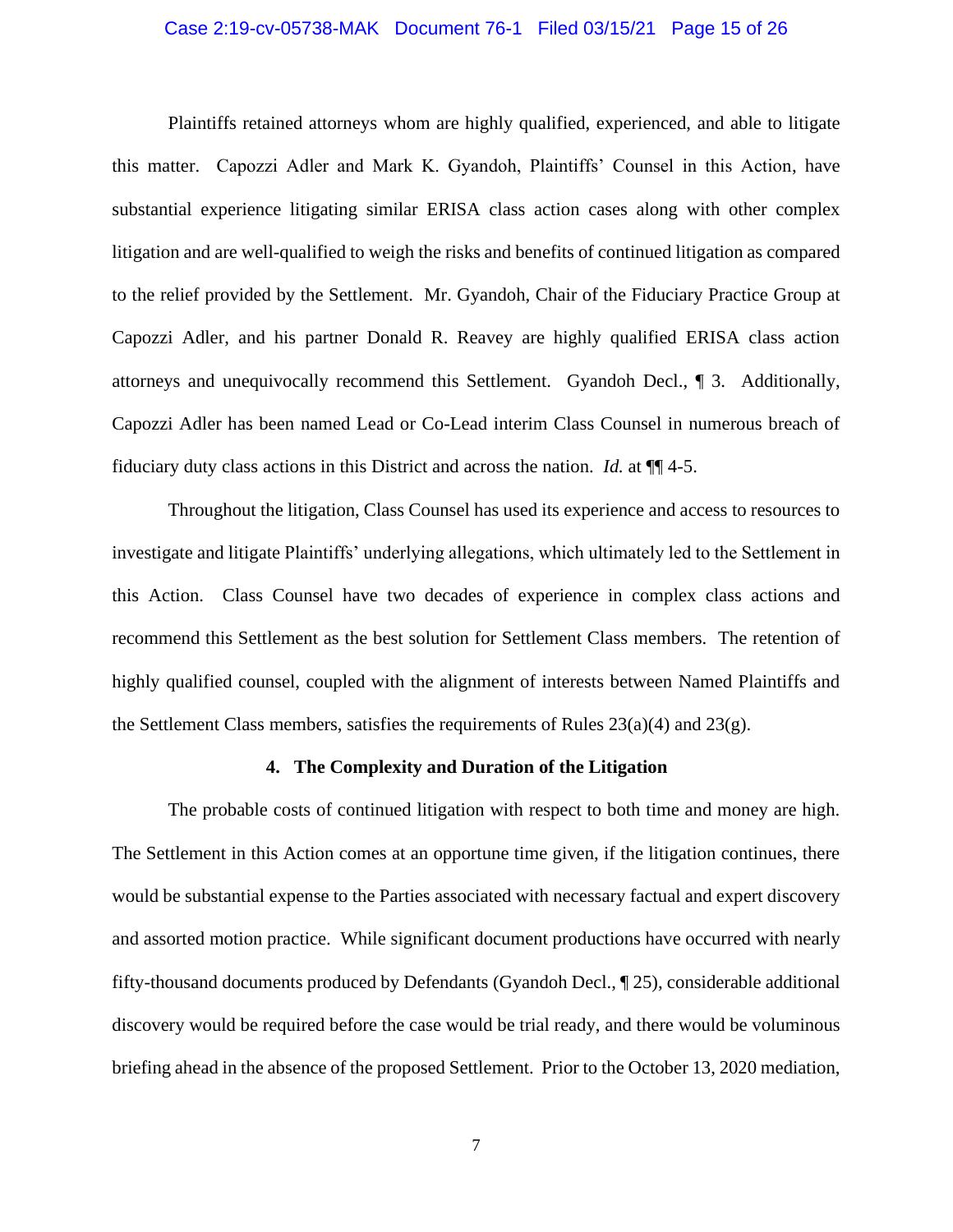Plaintiffs retained attorneys whom are highly qualified, experienced, and able to litigate this matter. Capozzi Adler and Mark K. Gyandoh, Plaintiffs' Counsel in this Action, have substantial experience litigating similar ERISA class action cases along with other complex litigation and are well-qualified to weigh the risks and benefits of continued litigation as compared to the relief provided by the Settlement. Mr. Gyandoh, Chair of the Fiduciary Practice Group at Capozzi Adler, and his partner Donald R. Reavey are highly qualified ERISA class action attorneys and unequivocally recommend this Settlement. Gyandoh Decl., ¶ 3. Additionally, Capozzi Adler has been named Lead or Co-Lead interim Class Counsel in numerous breach of fiduciary duty class actions in this District and across the nation. *Id.* at ¶¶ 4-5.

Throughout the litigation, Class Counsel has used its experience and access to resources to investigate and litigate Plaintiffs' underlying allegations, which ultimately led to the Settlement in this Action. Class Counsel have two decades of experience in complex class actions and recommend this Settlement as the best solution for Settlement Class members. The retention of highly qualified counsel, coupled with the alignment of interests between Named Plaintiffs and the Settlement Class members, satisfies the requirements of Rules 23(a)(4) and 23(g).

#### 4. The Complexity and Duration of the Litigation

The probable costs of continued litigation with respect to both time and money are high. The Settlement in this Action comes at an opportune time given, if the litigation continues, there would be substantial expense to the Parties associated with necessary factual and expert discovery and assorted motion practice. While significant document productions have occurred with nearly fifty-thousand documents produced by Defendants (Gyandoh Decl., ¶ 25), considerable additional discovery would be required before the case would be trial ready, and there would be voluminous briefing ahead in the absence of the proposed Settlement. Prior to the October 13, 2020 mediation,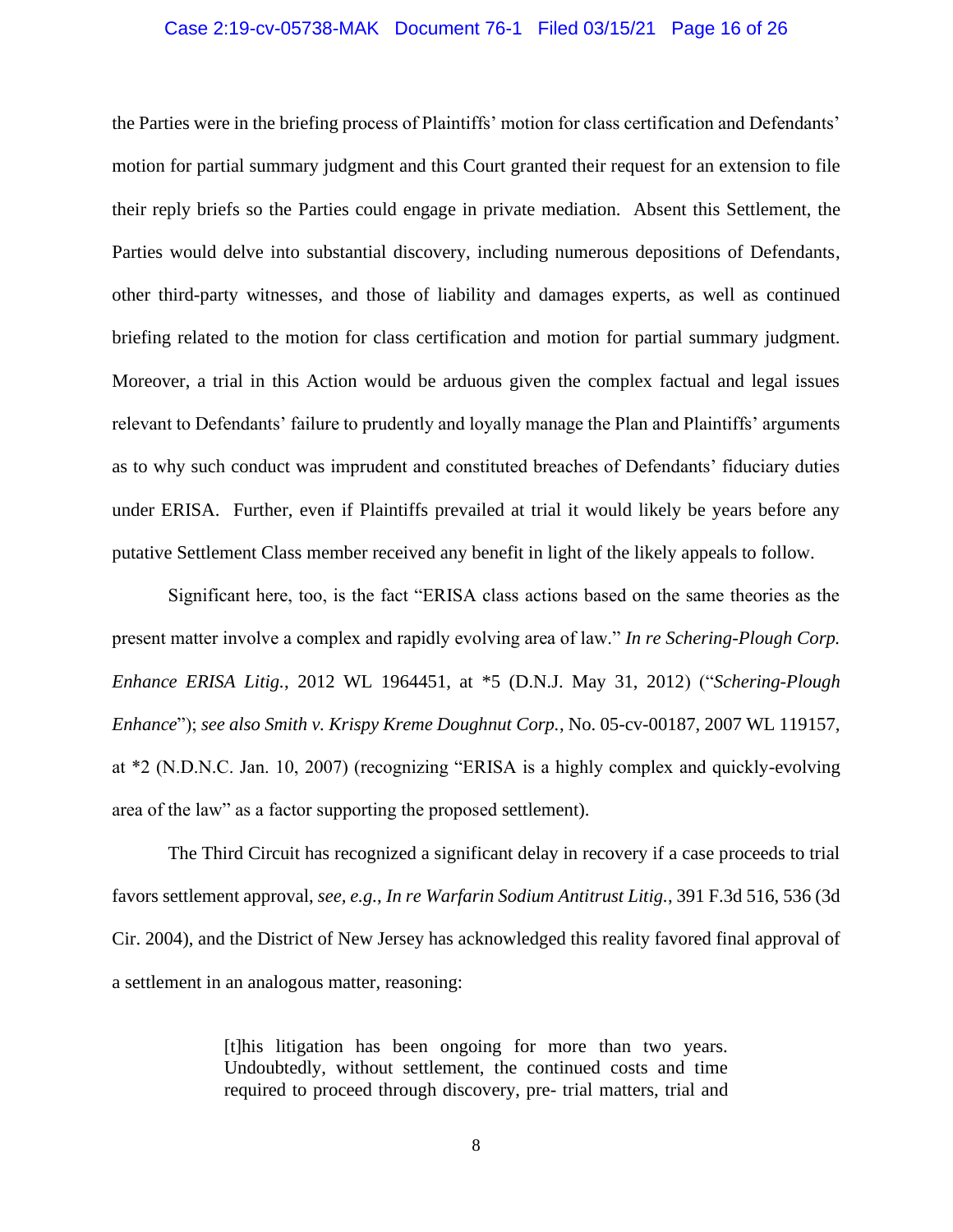the Parties were in the briefing process of Plaintiffs' motion for class certification and Defendants' motion for partial summary judgment and this Court granted their request for an extension to file their reply briefs so the Parties could engage in private mediation. Absent this Settlement, the Parties would delve into substantial discovery, including numerous depositions of Defendants, other third-party witnesses, and those of liability and damages experts, as well as continued briefing related to the motion for class certification and motion for partial summary judgment. Moreover, a trial in this Action would be arduous given the complex factual and legal issues relevant to Defendants' failure to prudently and loyally manage the Plan and Plaintiffs' arguments as to why such conduct was imprudent and constituted breaches of Defendants' fiduciary duties under ERISA. Further, even if Plaintiffs prevailed at trial it would likely be years before any putative Settlement Class member received any benefit in light of the likely appeals to follow.

Significant here, too, is the fact "ERISA class actions based on the same theories as the present matter involve a complex and rapidly evolving area of law." *In re Schering-Plough Corp. Enhance ERISA Litig.*, 2012 WL 1964451, at *5 (D.N.J. May 31, 2012) ("*Schering-Plough Enhance*"); *see also Smith v. Krispy Kreme Doughnut Corp.*, No. 05-cv-00187, 2007 WL 119157, at *2 (N.D.N.C. Jan. 10, 2007) (recognizing "ERISA is a highly complex and quickly-evolving area of the law" as a factor supporting the proposed settlement).

The Third Circuit has recognized a significant delay in recovery if a case proceeds to trial favors settlement approval, *see, e.g.*, *In re Warfarin Sodium Antitrust Litig.*, 391 F.3d 516, 536 (3d Cir. 2004), and the District of New Jersey has acknowledged this reality favored final approval of a settlement in an analogous matter, reasoning:

> [t]his litigation has been ongoing for more than two years. Undoubtedly, without settlement, the continued costs and time required to proceed through discovery, pre- trial matters, trial and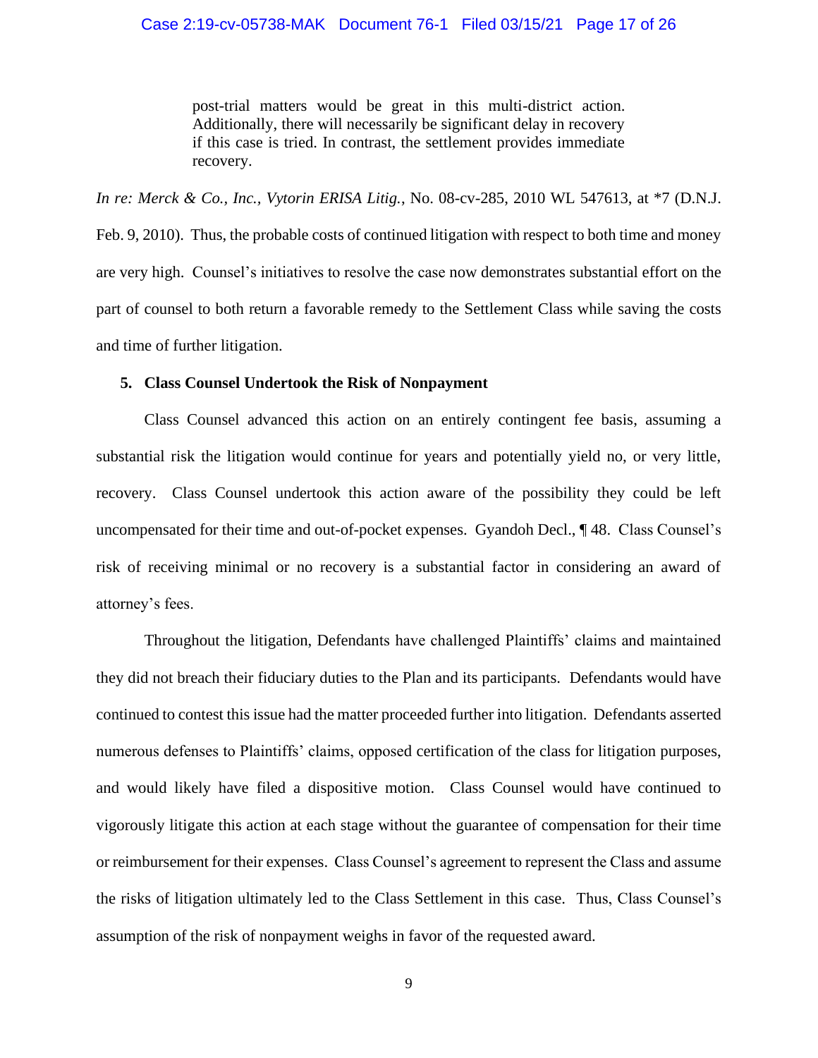> post-trial matters would be great in this multi-district action. Additionally, there will necessarily be significant delay in recovery if this case is tried. In contrast, the settlement provides immediate recovery.

*In re: Merck & Co., Inc., Vytorin ERISA Litig.*, No. 08-cv-285, 2010 WL 547613, at *7 (D.N.J. Feb. 9, 2010). Thus, the probable costs of continued litigation with respect to both time and money are very high. Counsel's initiatives to resolve the case now demonstrates substantial effort on the part of counsel to both return a favorable remedy to the Settlement Class while saving the costs and time of further litigation.

**5. Class Counsel Undertook the Risk of Nonpayment**

Class Counsel advanced this action on an entirely contingent fee basis, assuming a substantial risk the litigation would continue for years and potentially yield no, or very little, recovery. Class Counsel undertook this action aware of the possibility they could be left uncompensated for their time and out-of-pocket expenses. Gyandoh Decl., ¶ 48. Class Counsel's risk of receiving minimal or no recovery is a substantial factor in considering an award of attorney's fees.

Throughout the litigation, Defendants have challenged Plaintiffs' claims and maintained they did not breach their fiduciary duties to the Plan and its participants. Defendants would have continued to contest this issue had the matter proceeded further into litigation. Defendants asserted numerous defenses to Plaintiffs' claims, opposed certification of the class for litigation purposes, and would likely have filed a dispositive motion. Class Counsel would have continued to vigorously litigate this action at each stage without the guarantee of compensation for their time or reimbursement for their expenses. Class Counsel's agreement to represent the Class and assume the risks of litigation ultimately led to the Class Settlement in this case. Thus, Class Counsel's assumption of the risk of nonpayment weighs in favor of the requested award.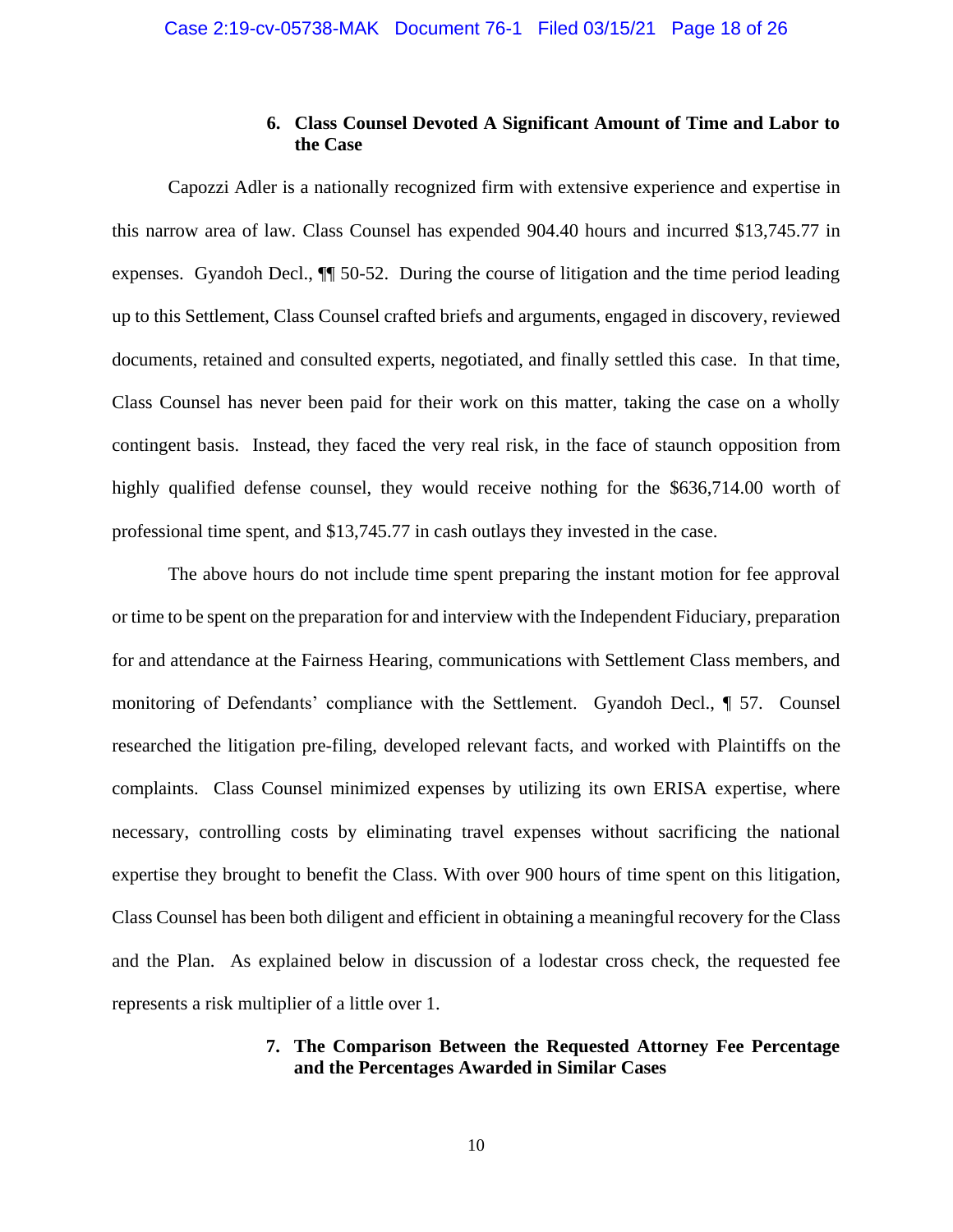**6. Class Counsel Devoted A Significant Amount of Time and Labor to the Case**

Capozzi Adler is a nationally recognized firm with extensive experience and expertise in this narrow area of law. Class Counsel has expended 904.40 hours and incurred $13,745.77 in expenses. Gyandoh Decl., ¶¶ 50-52. During the course of litigation and the time period leading up to this Settlement, Class Counsel crafted briefs and arguments, engaged in discovery, reviewed documents, retained and consulted experts, negotiated, and finally settled this case. In that time, Class Counsel has never been paid for their work on this matter, taking the case on a wholly contingent basis. Instead, they faced the very real risk, in the face of staunch opposition from highly qualified defense counsel, they would receive nothing for the $636,714.00 worth of professional time spent, and $13,745.77 in cash outlays they invested in the case.

The above hours do not include time spent preparing the instant motion for fee approval or time to be spent on the preparation for and interview with the Independent Fiduciary, preparation for and attendance at the Fairness Hearing, communications with Settlement Class members, and monitoring of Defendants' compliance with the Settlement. Gyandoh Decl., ¶ 57. Counsel researched the litigation pre-filing, developed relevant facts, and worked with Plaintiffs on the complaints. Class Counsel minimized expenses by utilizing its own ERISA expertise, where necessary, controlling costs by eliminating travel expenses without sacrificing the national expertise they brought to benefit the Class. With over 900 hours of time spent on this litigation, Class Counsel has been both diligent and efficient in obtaining a meaningful recovery for the Class and the Plan. As explained below in discussion of a lodestar cross check, the requested fee represents a risk multiplier of a little over 1.

**7. The Comparison Between the Requested Attorney Fee Percentage and the Percentages Awarded in Similar Cases**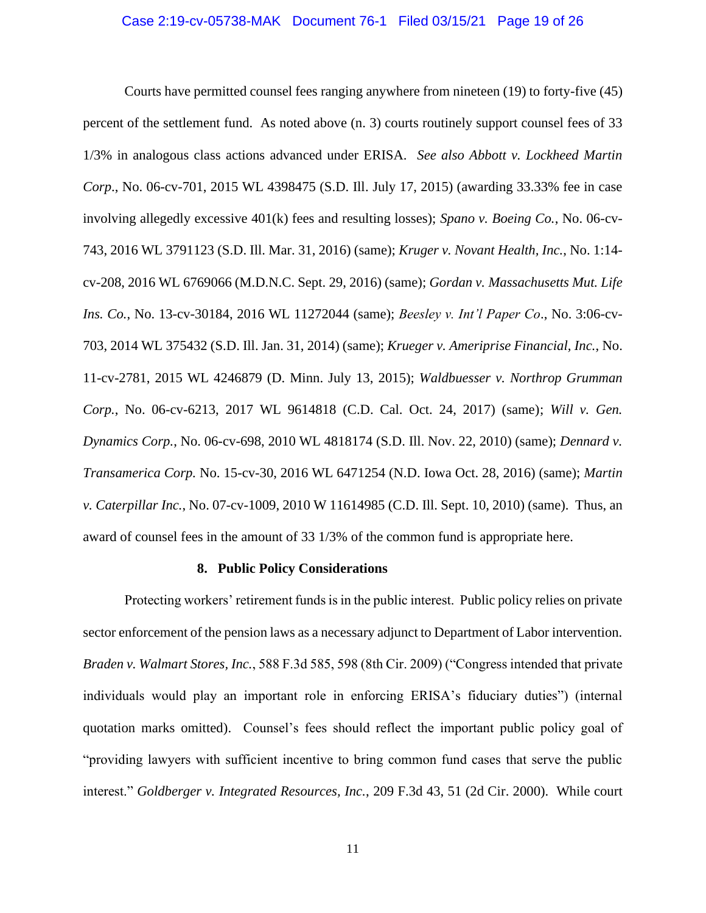Courts have permitted counsel fees ranging anywhere from nineteen (19) to forty-five (45) percent of the settlement fund. As noted above (n. 3) courts routinely support counsel fees of 33 1/3% in analogous class actions advanced under ERISA. *See also Abbott v. Lockheed Martin Corp*., No. 06-cv-701, 2015 WL 4398475 (S.D. Ill. July 17, 2015) (awarding 33.33% fee in case involving allegedly excessive 401(k) fees and resulting losses); *Spano v. Boeing Co.*, No. 06-cv-743, 2016 WL 3791123 (S.D. Ill. Mar. 31, 2016) (same); *Kruger v. Novant Health, Inc.*, No. 1:14-cv-208, 2016 WL 6769066 (M.D.N.C. Sept. 29, 2016) (same); *Gordan v. Massachusetts Mut. Life Ins. Co.*, No. 13-cv-30184, 2016 WL 11272044 (same); *Beesley v. Int'l Paper Co*., No. 3:06-cv-703, 2014 WL 375432 (S.D. Ill. Jan. 31, 2014) (same); *Krueger v. Ameriprise Financial, Inc.*, No. 11-cv-2781, 2015 WL 4246879 (D. Minn. July 13, 2015); *Waldbuesser v. Northrop Grumman Corp.*, No. 06-cv-6213, 2017 WL 9614818 (C.D. Cal. Oct. 24, 2017) (same); *Will v. Gen. Dynamics Corp.*, No. 06-cv-698, 2010 WL 4818174 (S.D. Ill. Nov. 22, 2010) (same); *Dennard v. Transamerica Corp.* No. 15-cv-30, 2016 WL 6471254 (N.D. Iowa Oct. 28, 2016) (same); *Martin v. Caterpillar Inc.*, No. 07-cv-1009, 2010 W 11614985 (C.D. Ill. Sept. 10, 2010) (same). Thus, an award of counsel fees in the amount of 33 1/3% of the common fund is appropriate here.

#### 8. Public Policy Considerations

Protecting workers' retirement funds is in the public interest. Public policy relies on private sector enforcement of the pension laws as a necessary adjunct to Department of Labor intervention. *Braden v. Walmart Stores, Inc.*, 588 F.3d 585, 598 (8th Cir. 2009) ("Congress intended that private individuals would play an important role in enforcing ERISA's fiduciary duties") (internal quotation marks omitted). Counsel's fees should reflect the important public policy goal of "providing lawyers with sufficient incentive to bring common fund cases that serve the public interest." *Goldberger v. Integrated Resources, Inc.*, 209 F.3d 43, 51 (2d Cir. 2000). While court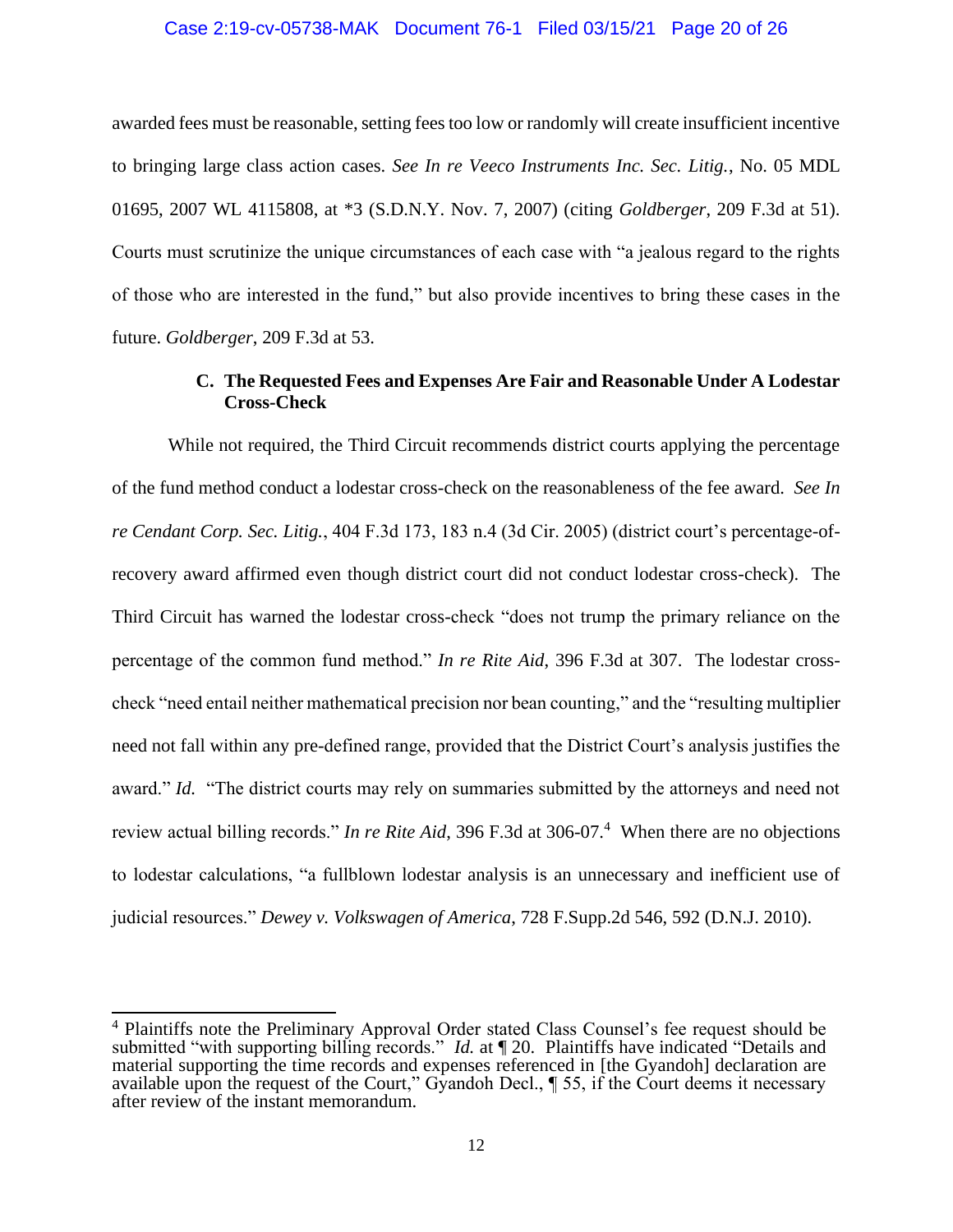awarded fees must be reasonable, setting fees too low or randomly will create insufficient incentive to bringing large class action cases. *See In re Veeco Instruments Inc. Sec. Litig.*, No. 05 MDL 01695, 2007 WL 4115808, at *3 (S.D.N.Y. Nov. 7, 2007) (citing *Goldberger*, 209 F.3d at 51). Courts must scrutinize the unique circumstances of each case with "a jealous regard to the rights of those who are interested in the fund," but also provide incentives to bring these cases in the future. *Goldberger*, 209 F.3d at 53.

### C. The Requested Fees and Expenses Are Fair and Reasonable Under A Lodestar Cross-Check

While not required, the Third Circuit recommends district courts applying the percentage of the fund method conduct a lodestar cross-check on the reasonableness of the fee award. *See In re Cendant Corp. Sec. Litig.*, 404 F.3d 173, 183 n.4 (3d Cir. 2005) (district court's percentage-of-recovery award affirmed even though district court did not conduct lodestar cross-check). The Third Circuit has warned the lodestar cross-check "does not trump the primary reliance on the percentage of the common fund method." *In re Rite Aid*, 396 F.3d at 307. The lodestar cross-check "need entail neither mathematical precision nor bean counting," and the "resulting multiplier need not fall within any pre-defined range, provided that the District Court's analysis justifies the award." *Id.* "The district courts may rely on summaries submitted by the attorneys and need not review actual billing records." *In re Rite Aid*, 396 F.3d at 306-07.[4] When there are no objections to lodestar calculations, "a fullblown lodestar analysis is an unnecessary and inefficient use of judicial resources." *Dewey v. Volkswagen of America*, 728 F.Supp.2d 546, 592 (D.N.J. 2010).

---

[4] Plaintiffs note the Preliminary Approval Order stated Class Counsel's fee request should be submitted "with supporting billing records." *Id.* at ¶ 20. Plaintiffs have indicated "Details and material supporting the time records and expenses referenced in [the Gyandoh] declaration are available upon the request of the Court," Gyandoh Decl., ¶ 55, if the Court deems it necessary after review of the instant memorandum.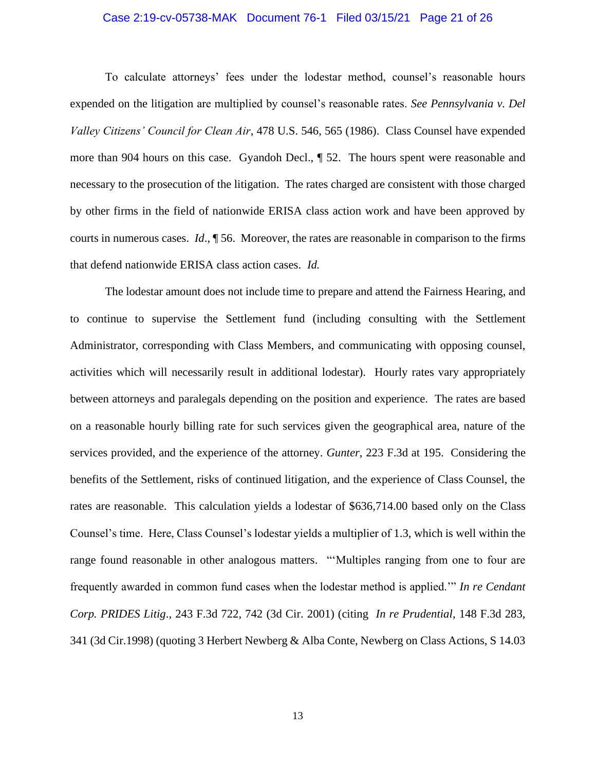To calculate attorneys' fees under the lodestar method, counsel's reasonable hours expended on the litigation are multiplied by counsel's reasonable rates. *See Pennsylvania v. Del Valley Citizens' Council for Clean Air*, 478 U.S. 546, 565 (1986). Class Counsel have expended more than 904 hours on this case. Gyandoh Decl., ¶ 52. The hours spent were reasonable and necessary to the prosecution of the litigation. The rates charged are consistent with those charged by other firms in the field of nationwide ERISA class action work and have been approved by courts in numerous cases. *Id*., ¶ 56. Moreover, the rates are reasonable in comparison to the firms that defend nationwide ERISA class action cases. *Id.*

The lodestar amount does not include time to prepare and attend the Fairness Hearing, and to continue to supervise the Settlement fund (including consulting with the Settlement Administrator, corresponding with Class Members, and communicating with opposing counsel, activities which will necessarily result in additional lodestar). Hourly rates vary appropriately between attorneys and paralegals depending on the position and experience. The rates are based on a reasonable hourly billing rate for such services given the geographical area, nature of the services provided, and the experience of the attorney. *Gunter*, 223 F.3d at 195. Considering the benefits of the Settlement, risks of continued litigation, and the experience of Class Counsel, the rates are reasonable. This calculation yields a lodestar of $636,714.00 based only on the Class Counsel's time. Here, Class Counsel's lodestar yields a multiplier of 1.3, which is well within the range found reasonable in other analogous matters. "'Multiples ranging from one to four are frequently awarded in common fund cases when the lodestar method is applied.'" *In re Cendant Corp. PRIDES Litig*., 243 F.3d 722, 742 (3d Cir. 2001) (citing *In re Prudential*, 148 F.3d 283, 341 (3d Cir.1998) (quoting 3 Herbert Newberg & Alba Conte, Newberg on Class Actions, S 14.03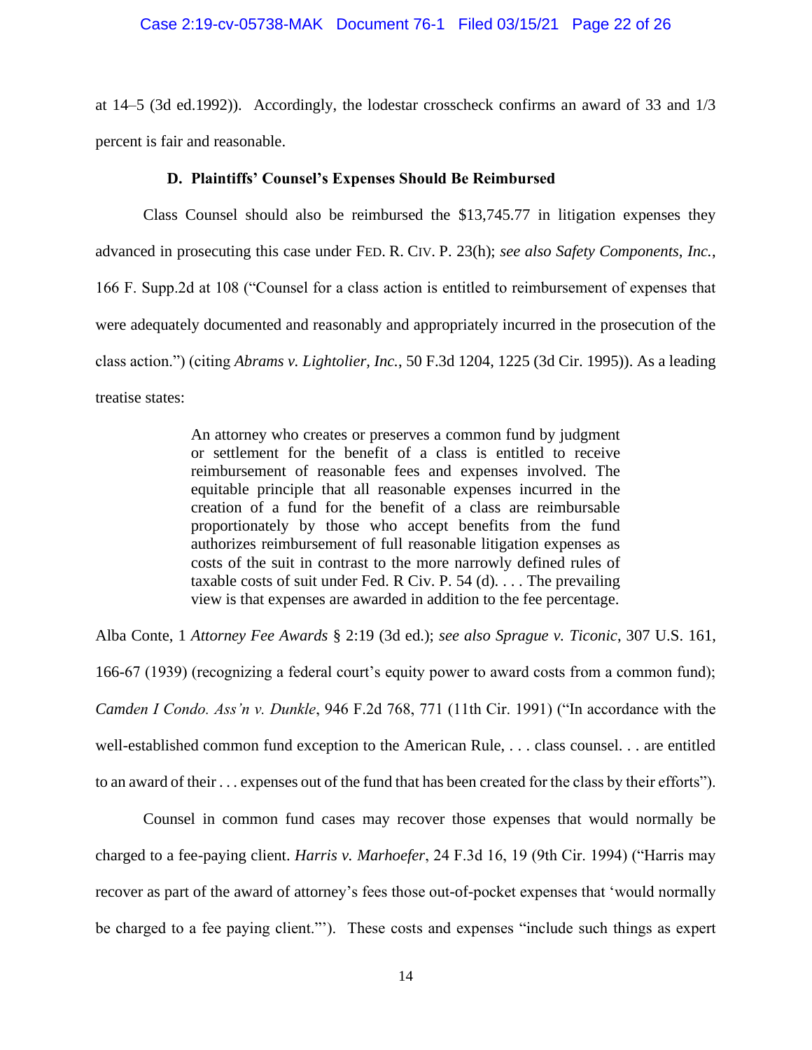at 14–5 (3d ed.1992)). Accordingly, the lodestar crosscheck confirms an award of 33 and 1/3 percent is fair and reasonable.

### D. Plaintiffs' Counsel's Expenses Should Be Reimbursed

Class Counsel should also be reimbursed the $13,745.77 in litigation expenses they advanced in prosecuting this case under FED. R. CIV. P. 23(h); *see also Safety Components, Inc.*, 166 F. Supp.2d at 108 ("Counsel for a class action is entitled to reimbursement of expenses that were adequately documented and reasonably and appropriately incurred in the prosecution of the class action.") (citing *Abrams v. Lightolier, Inc.*, 50 F.3d 1204, 1225 (3d Cir. 1995)). As a leading treatise states:

> An attorney who creates or preserves a common fund by judgment or settlement for the benefit of a class is entitled to receive reimbursement of reasonable fees and expenses involved. The equitable principle that all reasonable expenses incurred in the creation of a fund for the benefit of a class are reimbursable proportionately by those who accept benefits from the fund authorizes reimbursement of full reasonable litigation expenses as costs of the suit in contrast to the more narrowly defined rules of taxable costs of suit under Fed. R Civ. P. 54 (d). . . . The prevailing view is that expenses are awarded in addition to the fee percentage.

Alba Conte, 1 *Attorney Fee Awards* § 2:19 (3d ed.); *see also Sprague v. Ticonic*, 307 U.S. 161, 166-67 (1939) (recognizing a federal court's equity power to award costs from a common fund); *Camden I Condo. Ass'n v. Dunkle*, 946 F.2d 768, 771 (11th Cir. 1991) ("In accordance with the well-established common fund exception to the American Rule, . . . class counsel. . . are entitled to an award of their . . . expenses out of the fund that has been created for the class by their efforts").

Counsel in common fund cases may recover those expenses that would normally be charged to a fee-paying client. *Harris v. Marhoefer*, 24 F.3d 16, 19 (9th Cir. 1994) ("Harris may recover as part of the award of attorney's fees those out-of-pocket expenses that 'would normally be charged to a fee paying client.'"). These costs and expenses "include such things as expert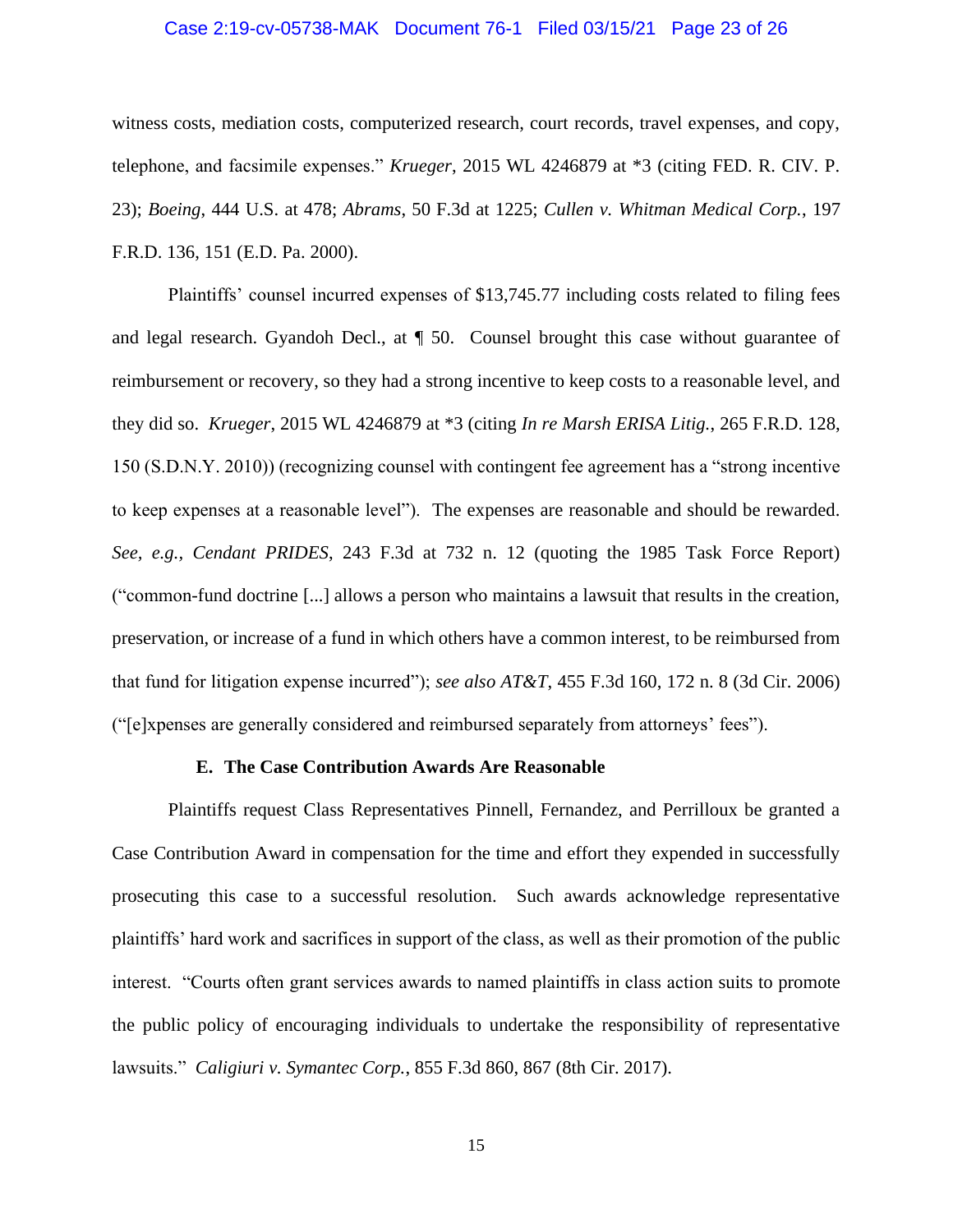witness costs, mediation costs, computerized research, court records, travel expenses, and copy, telephone, and facsimile expenses." *Krueger*, 2015 WL 4246879 at *3 (citing FED. R. CIV. P. 23); *Boeing*, 444 U.S. at 478; *Abrams*, 50 F.3d at 1225; *Cullen v. Whitman Medical Corp.*, 197 F.R.D. 136, 151 (E.D. Pa. 2000).

Plaintiffs' counsel incurred expenses of $13,745.77 including costs related to filing fees and legal research. Gyandoh Decl., at ¶ 50. Counsel brought this case without guarantee of reimbursement or recovery, so they had a strong incentive to keep costs to a reasonable level, and they did so. *Krueger*, 2015 WL 4246879 at *3 (citing *In re Marsh ERISA Litig.*, 265 F.R.D. 128, 150 (S.D.N.Y. 2010)) (recognizing counsel with contingent fee agreement has a "strong incentive to keep expenses at a reasonable level"). The expenses are reasonable and should be rewarded. *See, e.g.*, *Cendant PRIDES*, 243 F.3d at 732 n. 12 (quoting the 1985 Task Force Report) ("common-fund doctrine [...] allows a person who maintains a lawsuit that results in the creation, preservation, or increase of a fund in which others have a common interest, to be reimbursed from that fund for litigation expense incurred"); *see also AT&T*, 455 F.3d 160, 172 n. 8 (3d Cir. 2006) ("[e]xpenses are generally considered and reimbursed separately from attorneys' fees").

### E. The Case Contribution Awards Are Reasonable

Plaintiffs request Class Representatives Pinnell, Fernandez, and Perrilloux be granted a Case Contribution Award in compensation for the time and effort they expended in successfully prosecuting this case to a successful resolution. Such awards acknowledge representative plaintiffs' hard work and sacrifices in support of the class, as well as their promotion of the public interest. "Courts often grant services awards to named plaintiffs in class action suits to promote the public policy of encouraging individuals to undertake the responsibility of representative lawsuits." *Caligiuri v. Symantec Corp.*, 855 F.3d 860, 867 (8th Cir. 2017).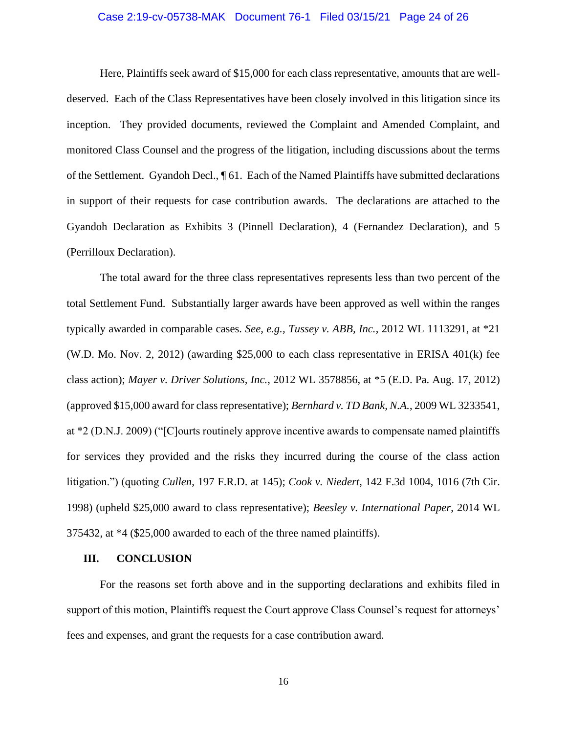Here, Plaintiffs seek award of $15,000 for each class representative, amounts that are well-deserved. Each of the Class Representatives have been closely involved in this litigation since its inception. They provided documents, reviewed the Complaint and Amended Complaint, and monitored Class Counsel and the progress of the litigation, including discussions about the terms of the Settlement. Gyandoh Decl., ¶ 61. Each of the Named Plaintiffs have submitted declarations in support of their requests for case contribution awards. The declarations are attached to the Gyandoh Declaration as Exhibits 3 (Pinnell Declaration), 4 (Fernandez Declaration), and 5 (Perrilloux Declaration).

The total award for the three class representatives represents less than two percent of the total Settlement Fund. Substantially larger awards have been approved as well within the ranges typically awarded in comparable cases. *See, e.g., Tussey v. ABB, Inc.*, 2012 WL 1113291, at *21 (W.D. Mo. Nov. 2, 2012) (awarding $25,000 to each class representative in ERISA 401(k) fee class action); *Mayer v. Driver Solutions, Inc.*, 2012 WL 3578856, at *5 (E.D. Pa. Aug. 17, 2012) (approved $15,000 award for class representative); *Bernhard v. TD Bank, N.A.*, 2009 WL 3233541, at *2 (D.N.J. 2009) ("[C]ourts routinely approve incentive awards to compensate named plaintiffs for services they provided and the risks they incurred during the course of the class action litigation.") (quoting *Cullen*, 197 F.R.D. at 145); *Cook v. Niedert*, 142 F.3d 1004, 1016 (7th Cir. 1998) (upheld $25,000 award to class representative); *Beesley v. International Paper*, 2014 WL 375432, at *4 ($25,000 awarded to each of the three named plaintiffs).

## III. CONCLUSION

For the reasons set forth above and in the supporting declarations and exhibits filed in support of this motion, Plaintiffs request the Court approve Class Counsel's request for attorneys' fees and expenses, and grant the requests for a case contribution award.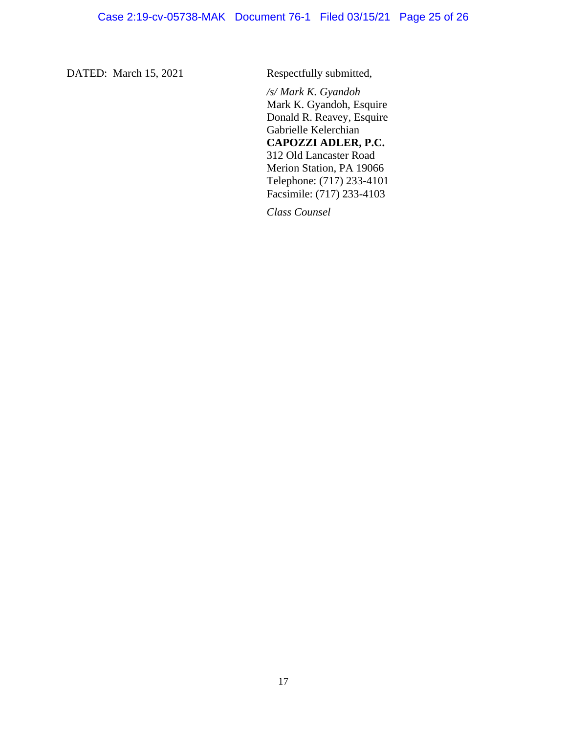DATED: March 15, 2021

Respectfully submitted,

*/s/ Mark K. Gyandoh*
Mark K. Gyandoh, Esquire
Donald R. Reavey, Esquire
Gabrielle Kelerchian
**CAPOZZI ADLER, P.C.**
312 Old Lancaster Road
Merion Station, PA 19066
Telephone: (717) 233-4101
Facsimile: (717) 233-4103

*Class Counsel*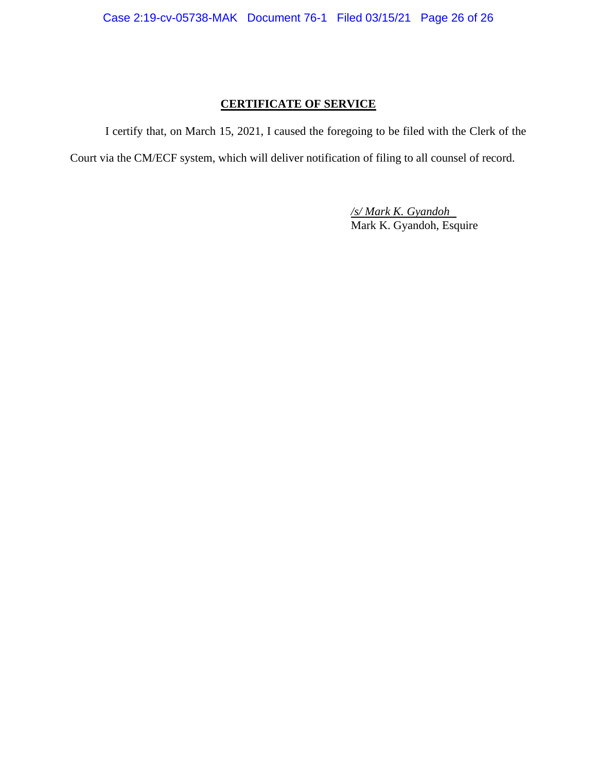## CERTIFICATE OF SERVICE

I certify that, on March 15, 2021, I caused the foregoing to be filed with the Clerk of the Court via the CM/ECF system, which will deliver notification of filing to all counsel of record.

*/s/ Mark K. Gyandoh*
Mark K. Gyandoh, Esquire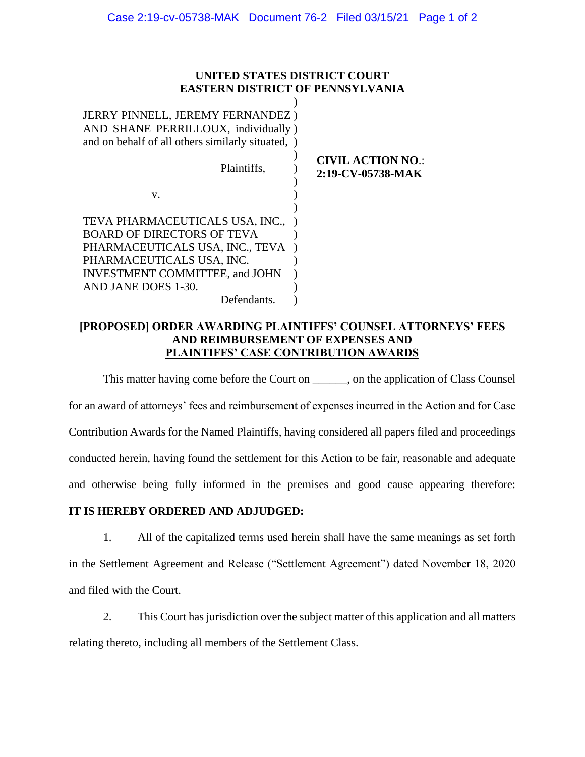**UNITED STATES DISTRICT COURT**
**EASTERN DISTRICT OF PENNSYLVANIA**

| | |
|---|---|
| JERRY PINNELL, JEREMY FERNANDEZ AND SHANE PERRILLOUX, individually and on behalf of all others similarly situated,<br><br>Plaintiffs,<br><br>v.<br><br>TEVA PHARMACEUTICALS USA, INC., BOARD OF DIRECTORS OF TEVA PHARMACEUTICALS USA, INC., TEVA PHARMACEUTICALS USA, INC. INVESTMENT COMMITTEE, and JOHN AND JANE DOES 1-30.<br><br>Defendants. | **CIVIL ACTION NO.: 2:19-CV-05738-MAK** |

**[PROPOSED] ORDER AWARDING PLAINTIFFS' COUNSEL ATTORNEYS' FEES AND REIMBURSEMENT OF EXPENSES AND PLAINTIFFS' CASE CONTRIBUTION AWARDS**

This matter having come before the Court on ______, on the application of Class Counsel for an award of attorneys' fees and reimbursement of expenses incurred in the Action and for Case Contribution Awards for the Named Plaintiffs, having considered all papers filed and proceedings conducted herein, having found the settlement for this Action to be fair, reasonable and adequate and otherwise being fully informed in the premises and good cause appearing therefore:

**IT IS HEREBY ORDERED AND ADJUDGED:**

1. All of the capitalized terms used herein shall have the same meanings as set forth in the Settlement Agreement and Release ("Settlement Agreement") dated November 18, 2020 and filed with the Court.

2. This Court has jurisdiction over the subject matter of this application and all matters relating thereto, including all members of the Settlement Class.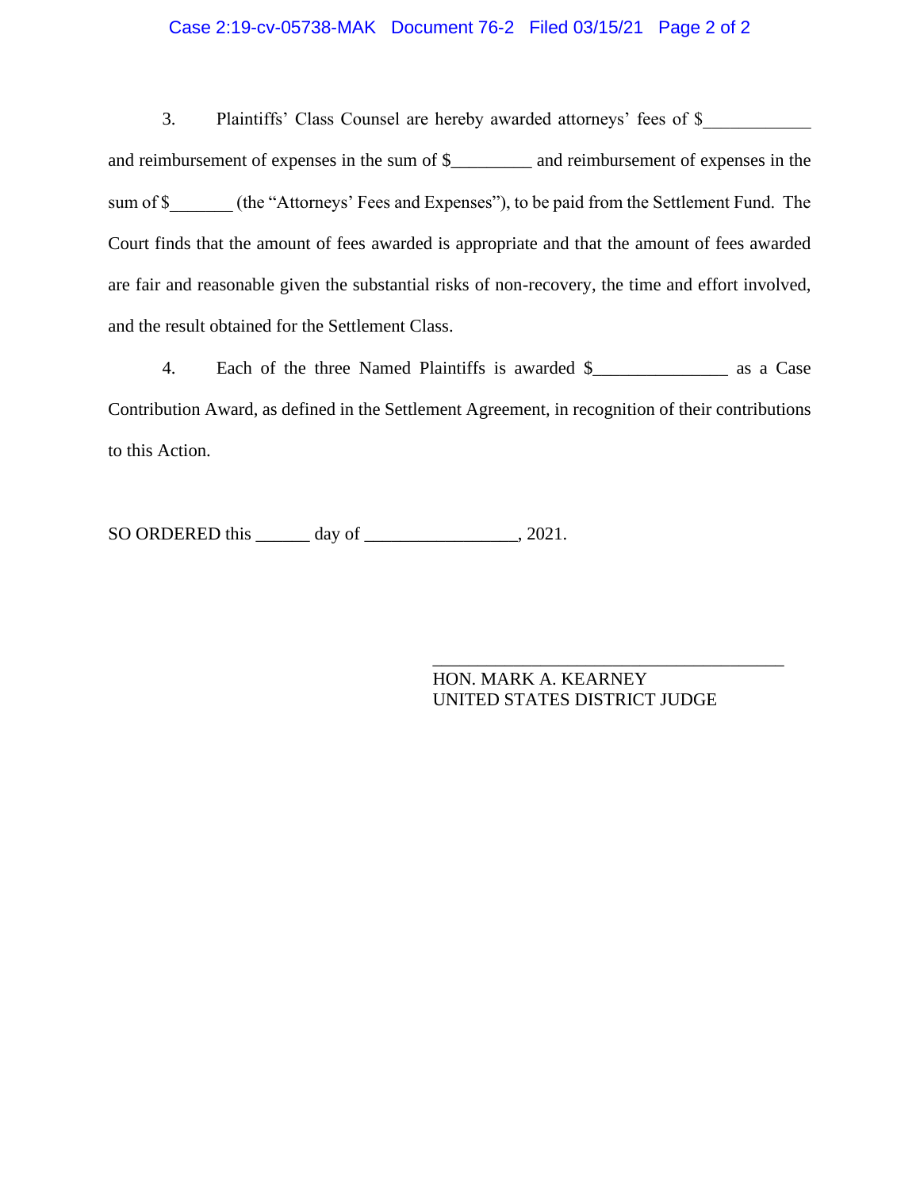3. Plaintiffs' Class Counsel are hereby awarded attorneys' fees of $____________ and reimbursement of expenses in the sum of $_________ and reimbursement of expenses in the sum of $_______ (the "Attorneys' Fees and Expenses"), to be paid from the Settlement Fund. The Court finds that the amount of fees awarded is appropriate and that the amount of fees awarded are fair and reasonable given the substantial risks of non-recovery, the time and effort involved, and the result obtained for the Settlement Class.

4. Each of the three Named Plaintiffs is awarded $_______________ as a Case Contribution Award, as defined in the Settlement Agreement, in recognition of their contributions to this Action.

SO ORDERED this ______ day of _________________, 2021.

________________________________________
HON. MARK A. KEARNEY
UNITED STATES DISTRICT JUDGE